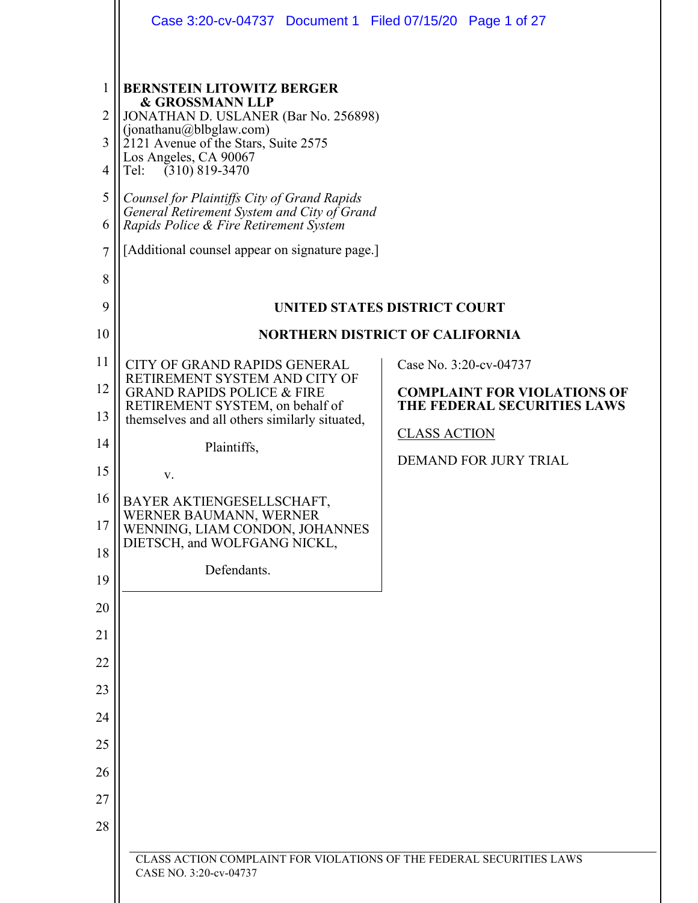**BERNSTEIN LITOWITZ BERGER & GROSSMANN LLP**
JONATHAN D. USLANER (Bar No. 256898)
(jonathanu@blbglaw.com)
2121 Avenue of the Stars, Suite 2575
Los Angeles, CA 90067
Tel: (310) 819-3470

*Counsel for Plaintiffs City of Grand Rapids General Retirement System and City of Grand Rapids Police & Fire Retirement System*

[Additional counsel appear on signature page.]

**UNITED STATES DISTRICT COURT**

**NORTHERN DISTRICT OF CALIFORNIA**

CITY OF GRAND RAPIDS GENERAL RETIREMENT SYSTEM AND CITY OF GRAND RAPIDS POLICE & FIRE RETIREMENT SYSTEM, on behalf of themselves and all others similarly situated,

Plaintiffs,

v.

BAYER AKTIENGESELLSCHAFT, WERNER BAUMANN, WERNER WENNING, LIAM CONDON, JOHANNES DIETSCH, and WOLFGANG NICKL,

Defendants.

Case No. 3:20-cv-04737

**COMPLAINT FOR VIOLATIONS OF THE FEDERAL SECURITIES LAWS**

CLASS ACTION

DEMAND FOR JURY TRIAL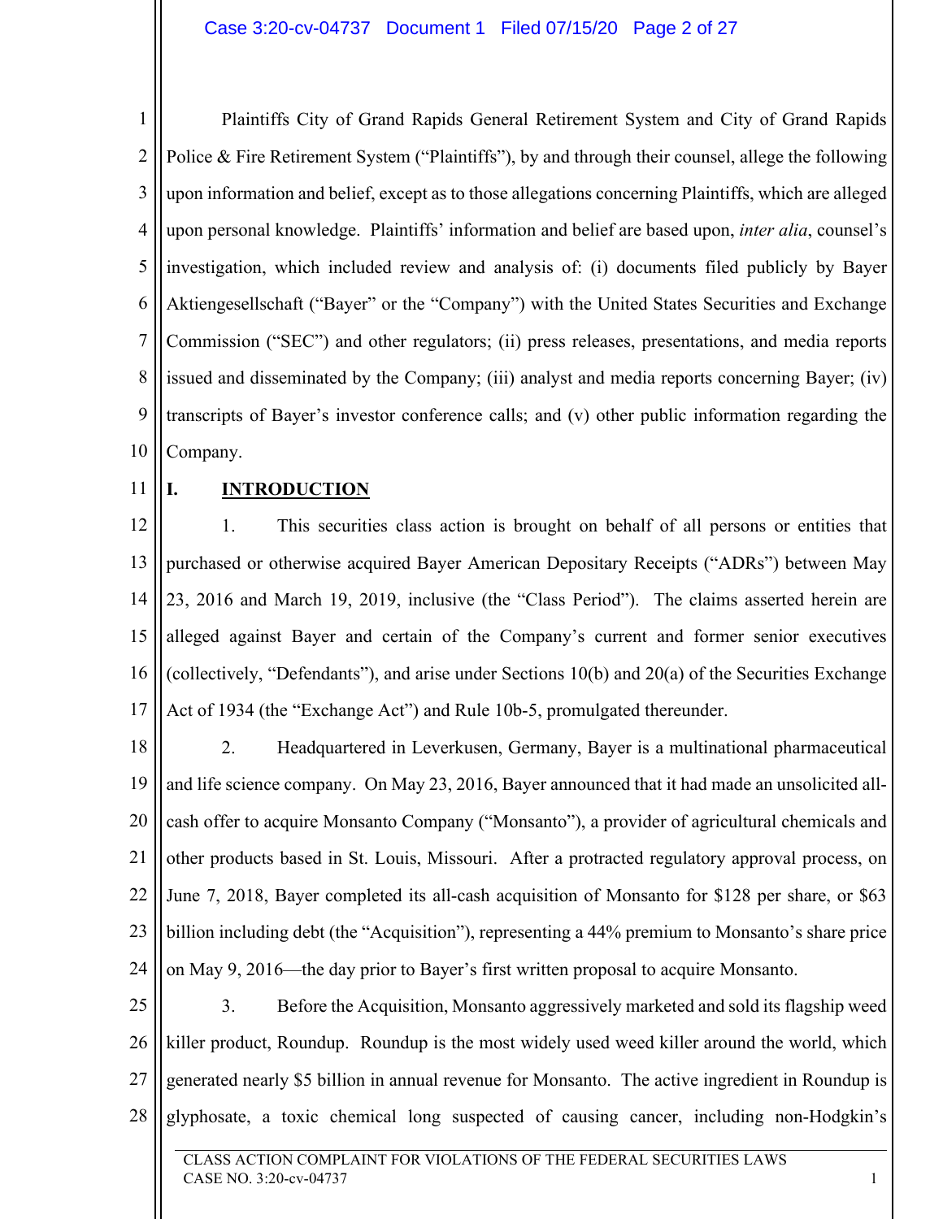Plaintiffs City of Grand Rapids General Retirement System and City of Grand Rapids Police & Fire Retirement System ("Plaintiffs"), by and through their counsel, allege the following upon information and belief, except as to those allegations concerning Plaintiffs, which are alleged upon personal knowledge. Plaintiffs' information and belief are based upon, *inter alia*, counsel's investigation, which included review and analysis of: (i) documents filed publicly by Bayer Aktiengesellschaft ("Bayer" or the "Company") with the United States Securities and Exchange Commission ("SEC") and other regulators; (ii) press releases, presentations, and media reports issued and disseminated by the Company; (iii) analyst and media reports concerning Bayer; (iv) transcripts of Bayer's investor conference calls; and (v) other public information regarding the Company.

## I. INTRODUCTION

1. This securities class action is brought on behalf of all persons or entities that purchased or otherwise acquired Bayer American Depositary Receipts ("ADRs") between May 23, 2016 and March 19, 2019, inclusive (the "Class Period"). The claims asserted herein are alleged against Bayer and certain of the Company's current and former senior executives (collectively, "Defendants"), and arise under Sections 10(b) and 20(a) of the Securities Exchange Act of 1934 (the "Exchange Act") and Rule 10b-5, promulgated thereunder.

2. Headquartered in Leverkusen, Germany, Bayer is a multinational pharmaceutical and life science company. On May 23, 2016, Bayer announced that it had made an unsolicited all-cash offer to acquire Monsanto Company ("Monsanto"), a provider of agricultural chemicals and other products based in St. Louis, Missouri. After a protracted regulatory approval process, on June 7, 2018, Bayer completed its all-cash acquisition of Monsanto for $128 per share, or $63 billion including debt (the "Acquisition"), representing a 44% premium to Monsanto's share price on May 9, 2016—the day prior to Bayer's first written proposal to acquire Monsanto.

3. Before the Acquisition, Monsanto aggressively marketed and sold its flagship weed killer product, Roundup. Roundup is the most widely used weed killer around the world, which generated nearly $5 billion in annual revenue for Monsanto. The active ingredient in Roundup is glyphosate, a toxic chemical long suspected of causing cancer, including non-Hodgkin's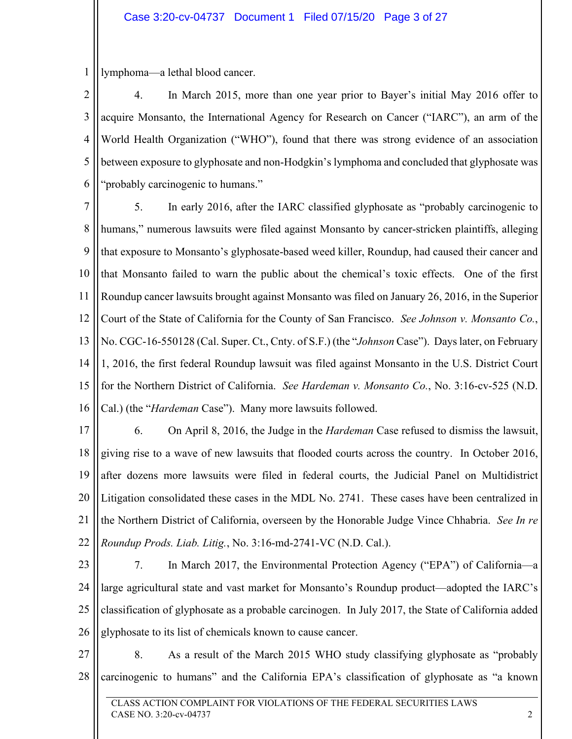lymphoma—a lethal blood cancer.

4. In March 2015, more than one year prior to Bayer's initial May 2016 offer to acquire Monsanto, the International Agency for Research on Cancer ("IARC"), an arm of the World Health Organization ("WHO"), found that there was strong evidence of an association between exposure to glyphosate and non-Hodgkin's lymphoma and concluded that glyphosate was "probably carcinogenic to humans."

5. In early 2016, after the IARC classified glyphosate as "probably carcinogenic to humans," numerous lawsuits were filed against Monsanto by cancer-stricken plaintiffs, alleging that exposure to Monsanto's glyphosate-based weed killer, Roundup, had caused their cancer and that Monsanto failed to warn the public about the chemical's toxic effects. One of the first Roundup cancer lawsuits brought against Monsanto was filed on January 26, 2016, in the Superior Court of the State of California for the County of San Francisco. *See Johnson v. Monsanto Co.*, No. CGC-16-550128 (Cal. Super. Ct., Cnty. of S.F.) (the "*Johnson* Case"). Days later, on February 1, 2016, the first federal Roundup lawsuit was filed against Monsanto in the U.S. District Court for the Northern District of California. *See Hardeman v. Monsanto Co.*, No. 3:16-cv-525 (N.D. Cal.) (the "*Hardeman* Case"). Many more lawsuits followed.

6. On April 8, 2016, the Judge in the *Hardeman* Case refused to dismiss the lawsuit, giving rise to a wave of new lawsuits that flooded courts across the country. In October 2016, after dozens more lawsuits were filed in federal courts, the Judicial Panel on Multidistrict Litigation consolidated these cases in the MDL No. 2741. These cases have been centralized in the Northern District of California, overseen by the Honorable Judge Vince Chhabria. *See In re Roundup Prods. Liab. Litig.*, No. 3:16-md-2741-VC (N.D. Cal.).

7. In March 2017, the Environmental Protection Agency ("EPA") of California—a large agricultural state and vast market for Monsanto's Roundup product—adopted the IARC's classification of glyphosate as a probable carcinogen. In July 2017, the State of California added glyphosate to its list of chemicals known to cause cancer.

8. As a result of the March 2015 WHO study classifying glyphosate as "probably carcinogenic to humans" and the California EPA's classification of glyphosate as "a known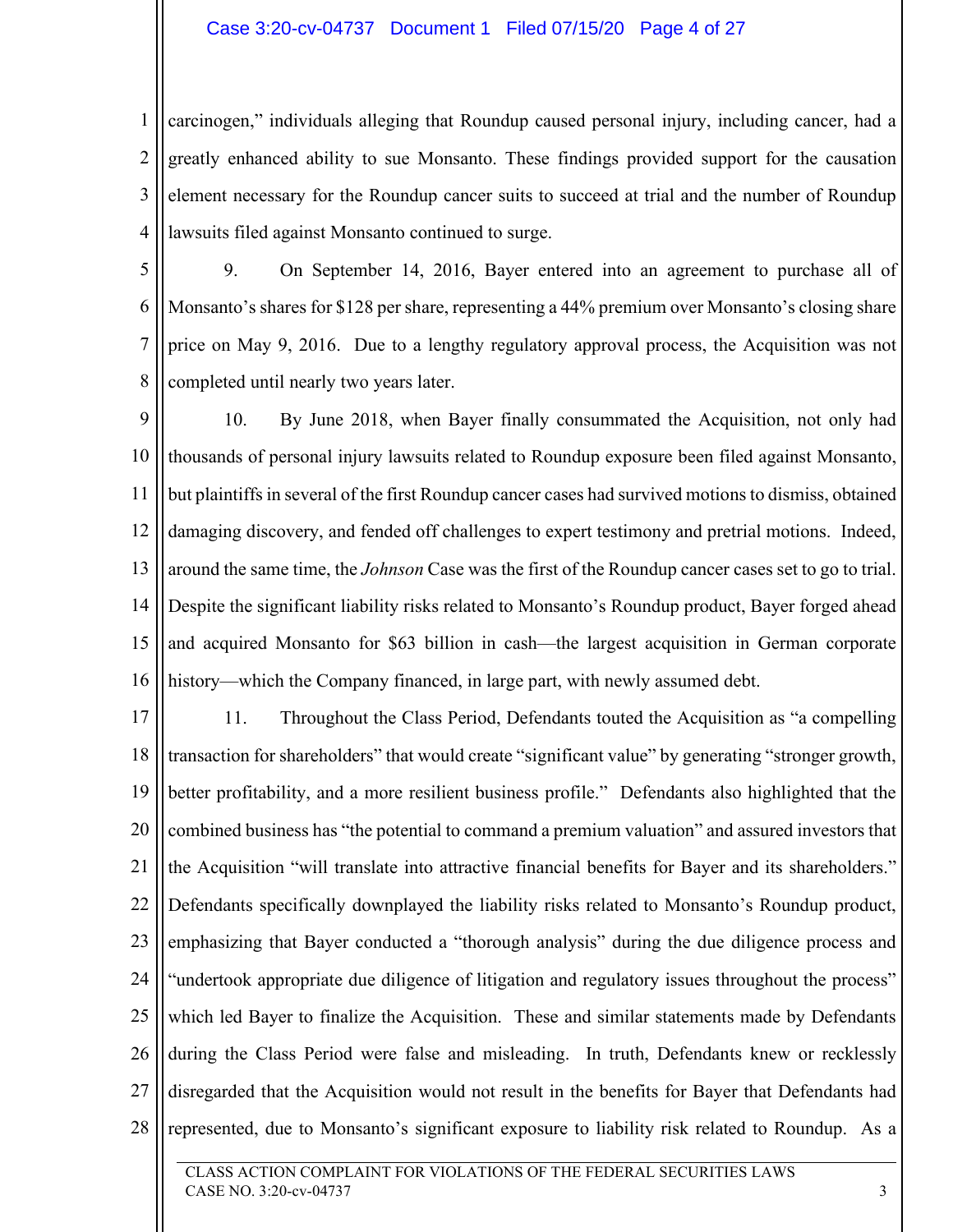carcinogen," individuals alleging that Roundup caused personal injury, including cancer, had a greatly enhanced ability to sue Monsanto. These findings provided support for the causation element necessary for the Roundup cancer suits to succeed at trial and the number of Roundup lawsuits filed against Monsanto continued to surge.

9. On September 14, 2016, Bayer entered into an agreement to purchase all of Monsanto's shares for $128 per share, representing a 44% premium over Monsanto's closing share price on May 9, 2016. Due to a lengthy regulatory approval process, the Acquisition was not completed until nearly two years later.

10. By June 2018, when Bayer finally consummated the Acquisition, not only had thousands of personal injury lawsuits related to Roundup exposure been filed against Monsanto, but plaintiffs in several of the first Roundup cancer cases had survived motions to dismiss, obtained damaging discovery, and fended off challenges to expert testimony and pretrial motions. Indeed, around the same time, the *Johnson* Case was the first of the Roundup cancer cases set to go to trial. Despite the significant liability risks related to Monsanto's Roundup product, Bayer forged ahead and acquired Monsanto for $63 billion in cash—the largest acquisition in German corporate history—which the Company financed, in large part, with newly assumed debt.

11. Throughout the Class Period, Defendants touted the Acquisition as "a compelling transaction for shareholders" that would create "significant value" by generating "stronger growth, better profitability, and a more resilient business profile." Defendants also highlighted that the combined business has "the potential to command a premium valuation" and assured investors that the Acquisition "will translate into attractive financial benefits for Bayer and its shareholders." Defendants specifically downplayed the liability risks related to Monsanto's Roundup product, emphasizing that Bayer conducted a "thorough analysis" during the due diligence process and "undertook appropriate due diligence of litigation and regulatory issues throughout the process" which led Bayer to finalize the Acquisition. These and similar statements made by Defendants during the Class Period were false and misleading. In truth, Defendants knew or recklessly disregarded that the Acquisition would not result in the benefits for Bayer that Defendants had represented, due to Monsanto's significant exposure to liability risk related to Roundup. As a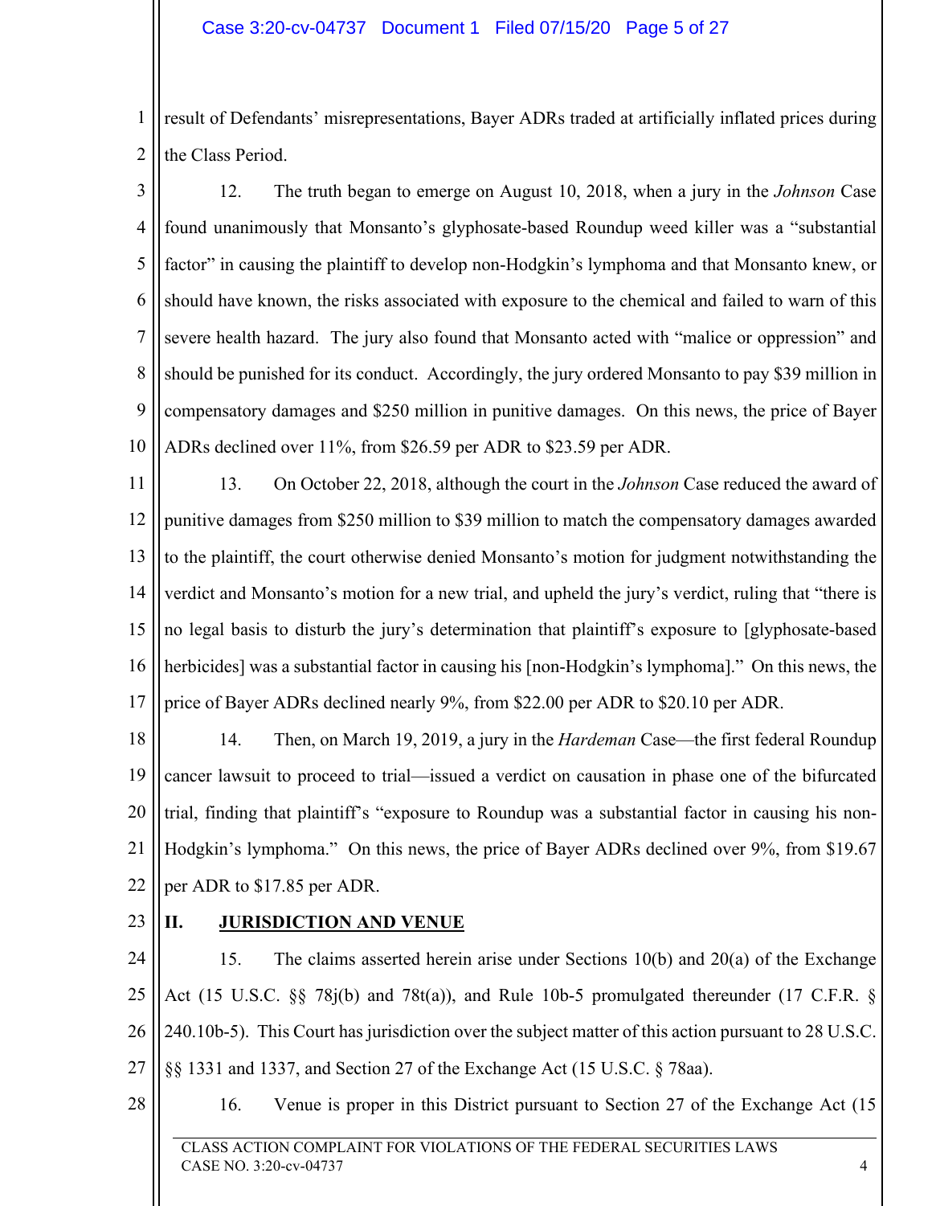result of Defendants' misrepresentations, Bayer ADRs traded at artificially inflated prices during the Class Period.

12. The truth began to emerge on August 10, 2018, when a jury in the *Johnson* Case found unanimously that Monsanto's glyphosate-based Roundup weed killer was a "substantial factor" in causing the plaintiff to develop non-Hodgkin's lymphoma and that Monsanto knew, or should have known, the risks associated with exposure to the chemical and failed to warn of this severe health hazard. The jury also found that Monsanto acted with "malice or oppression" and should be punished for its conduct. Accordingly, the jury ordered Monsanto to pay $39 million in compensatory damages and $250 million in punitive damages. On this news, the price of Bayer ADRs declined over 11%, from $26.59 per ADR to $23.59 per ADR.

13. On October 22, 2018, although the court in the *Johnson* Case reduced the award of punitive damages from $250 million to $39 million to match the compensatory damages awarded to the plaintiff, the court otherwise denied Monsanto's motion for judgment notwithstanding the verdict and Monsanto's motion for a new trial, and upheld the jury's verdict, ruling that "there is no legal basis to disturb the jury's determination that plaintiff's exposure to [glyphosate-based herbicides] was a substantial factor in causing his [non-Hodgkin's lymphoma]." On this news, the price of Bayer ADRs declined nearly 9%, from $22.00 per ADR to $20.10 per ADR.

14. Then, on March 19, 2019, a jury in the *Hardeman* Case—the first federal Roundup cancer lawsuit to proceed to trial—issued a verdict on causation in phase one of the bifurcated trial, finding that plaintiff's "exposure to Roundup was a substantial factor in causing his non-Hodgkin's lymphoma." On this news, the price of Bayer ADRs declined over 9%, from $19.67 per ADR to $17.85 per ADR.

## II. JURISDICTION AND VENUE

15. The claims asserted herein arise under Sections 10(b) and 20(a) of the Exchange Act (15 U.S.C. §§ 78j(b) and 78t(a)), and Rule 10b-5 promulgated thereunder (17 C.F.R. § 240.10b-5). This Court has jurisdiction over the subject matter of this action pursuant to 28 U.S.C. §§ 1331 and 1337, and Section 27 of the Exchange Act (15 U.S.C. § 78aa).

16. Venue is proper in this District pursuant to Section 27 of the Exchange Act (15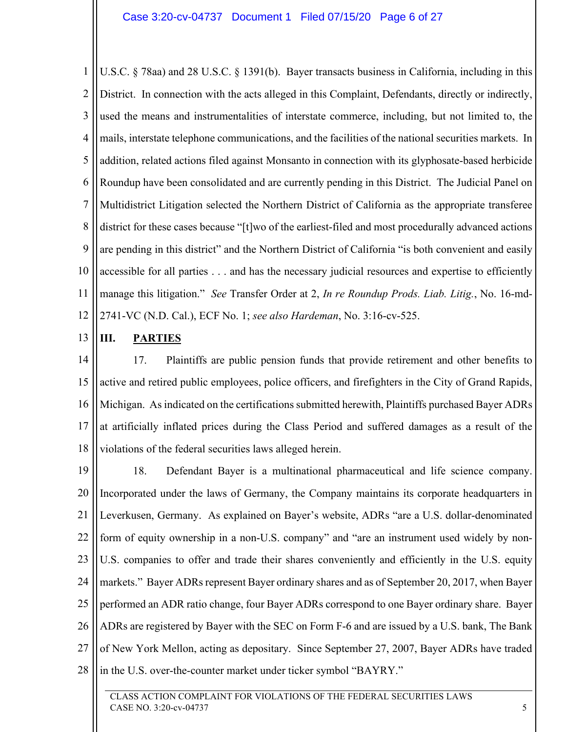U.S.C. § 78aa) and 28 U.S.C. § 1391(b). Bayer transacts business in California, including in this District. In connection with the acts alleged in this Complaint, Defendants, directly or indirectly, used the means and instrumentalities of interstate commerce, including, but not limited to, the mails, interstate telephone communications, and the facilities of the national securities markets. In addition, related actions filed against Monsanto in connection with its glyphosate-based herbicide Roundup have been consolidated and are currently pending in this District. The Judicial Panel on Multidistrict Litigation selected the Northern District of California as the appropriate transferee district for these cases because "[t]wo of the earliest-filed and most procedurally advanced actions are pending in this district" and the Northern District of California "is both convenient and easily accessible for all parties . . . and has the necessary judicial resources and expertise to efficiently manage this litigation." *See* Transfer Order at 2, *In re Roundup Prods. Liab. Litig.*, No. 16-md-2741-VC (N.D. Cal.), ECF No. 1; *see also Hardeman*, No. 3:16-cv-525.

## III. PARTIES

17. Plaintiffs are public pension funds that provide retirement and other benefits to active and retired public employees, police officers, and firefighters in the City of Grand Rapids, Michigan. As indicated on the certifications submitted herewith, Plaintiffs purchased Bayer ADRs at artificially inflated prices during the Class Period and suffered damages as a result of the violations of the federal securities laws alleged herein.

18. Defendant Bayer is a multinational pharmaceutical and life science company. Incorporated under the laws of Germany, the Company maintains its corporate headquarters in Leverkusen, Germany. As explained on Bayer's website, ADRs "are a U.S. dollar-denominated form of equity ownership in a non-U.S. company" and "are an instrument used widely by non-U.S. companies to offer and trade their shares conveniently and efficiently in the U.S. equity markets." Bayer ADRs represent Bayer ordinary shares and as of September 20, 2017, when Bayer performed an ADR ratio change, four Bayer ADRs correspond to one Bayer ordinary share. Bayer ADRs are registered by Bayer with the SEC on Form F-6 and are issued by a U.S. bank, The Bank of New York Mellon, acting as depositary. Since September 27, 2007, Bayer ADRs have traded in the U.S. over-the-counter market under ticker symbol "BAYRY."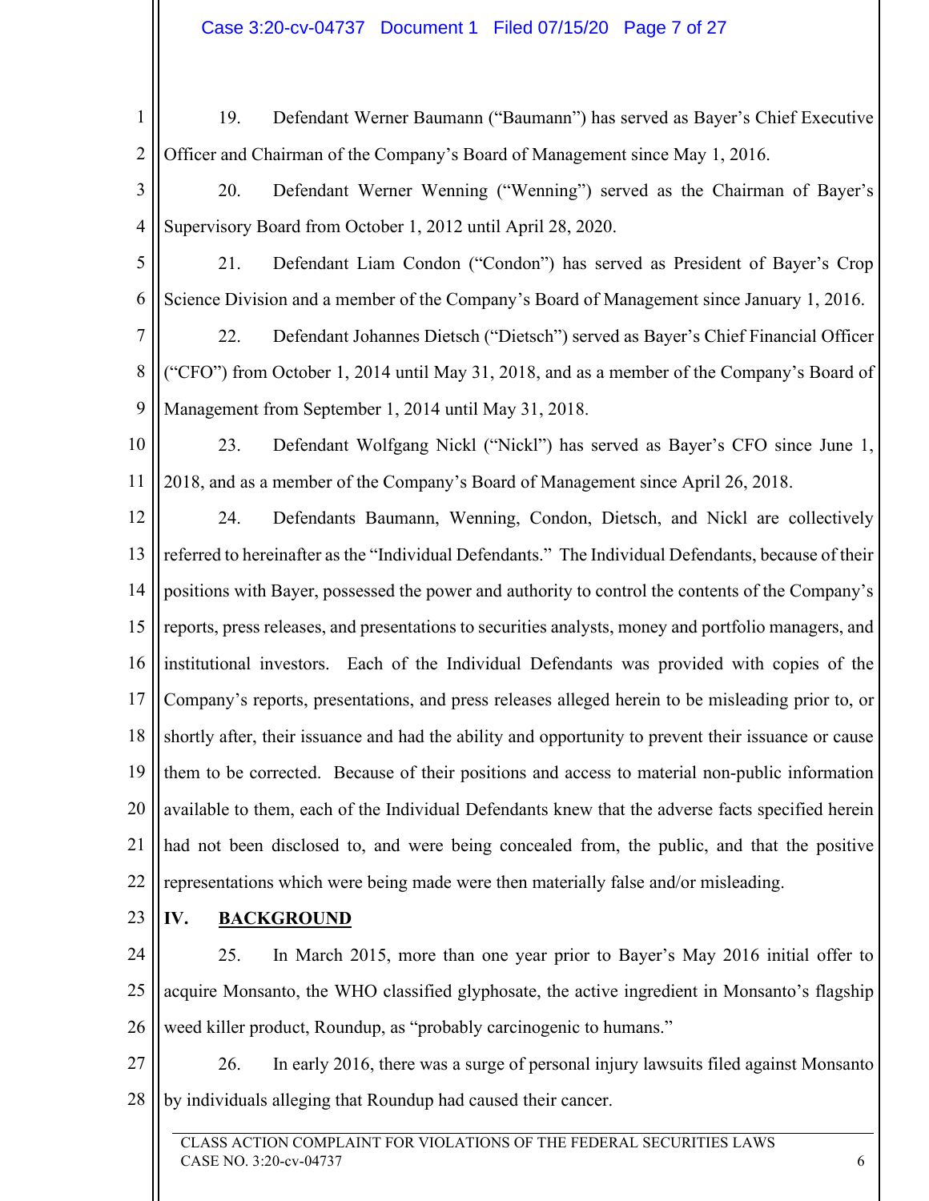19. Defendant Werner Baumann ("Baumann") has served as Bayer's Chief Executive Officer and Chairman of the Company's Board of Management since May 1, 2016.

20. Defendant Werner Wenning ("Wenning") served as the Chairman of Bayer's Supervisory Board from October 1, 2012 until April 28, 2020.

21. Defendant Liam Condon ("Condon") has served as President of Bayer's Crop Science Division and a member of the Company's Board of Management since January 1, 2016.

22. Defendant Johannes Dietsch ("Dietsch") served as Bayer's Chief Financial Officer ("CFO") from October 1, 2014 until May 31, 2018, and as a member of the Company's Board of Management from September 1, 2014 until May 31, 2018.

23. Defendant Wolfgang Nickl ("Nickl") has served as Bayer's CFO since June 1, 2018, and as a member of the Company's Board of Management since April 26, 2018.

24. Defendants Baumann, Wenning, Condon, Dietsch, and Nickl are collectively referred to hereinafter as the "Individual Defendants." The Individual Defendants, because of their positions with Bayer, possessed the power and authority to control the contents of the Company's reports, press releases, and presentations to securities analysts, money and portfolio managers, and institutional investors. Each of the Individual Defendants was provided with copies of the Company's reports, presentations, and press releases alleged herein to be misleading prior to, or shortly after, their issuance and had the ability and opportunity to prevent their issuance or cause them to be corrected. Because of their positions and access to material non-public information available to them, each of the Individual Defendants knew that the adverse facts specified herein had not been disclosed to, and were being concealed from, the public, and that the positive representations which were being made were then materially false and/or misleading.

## IV. BACKGROUND

25. In March 2015, more than one year prior to Bayer's May 2016 initial offer to acquire Monsanto, the WHO classified glyphosate, the active ingredient in Monsanto's flagship weed killer product, Roundup, as "probably carcinogenic to humans."

26. In early 2016, there was a surge of personal injury lawsuits filed against Monsanto by individuals alleging that Roundup had caused their cancer.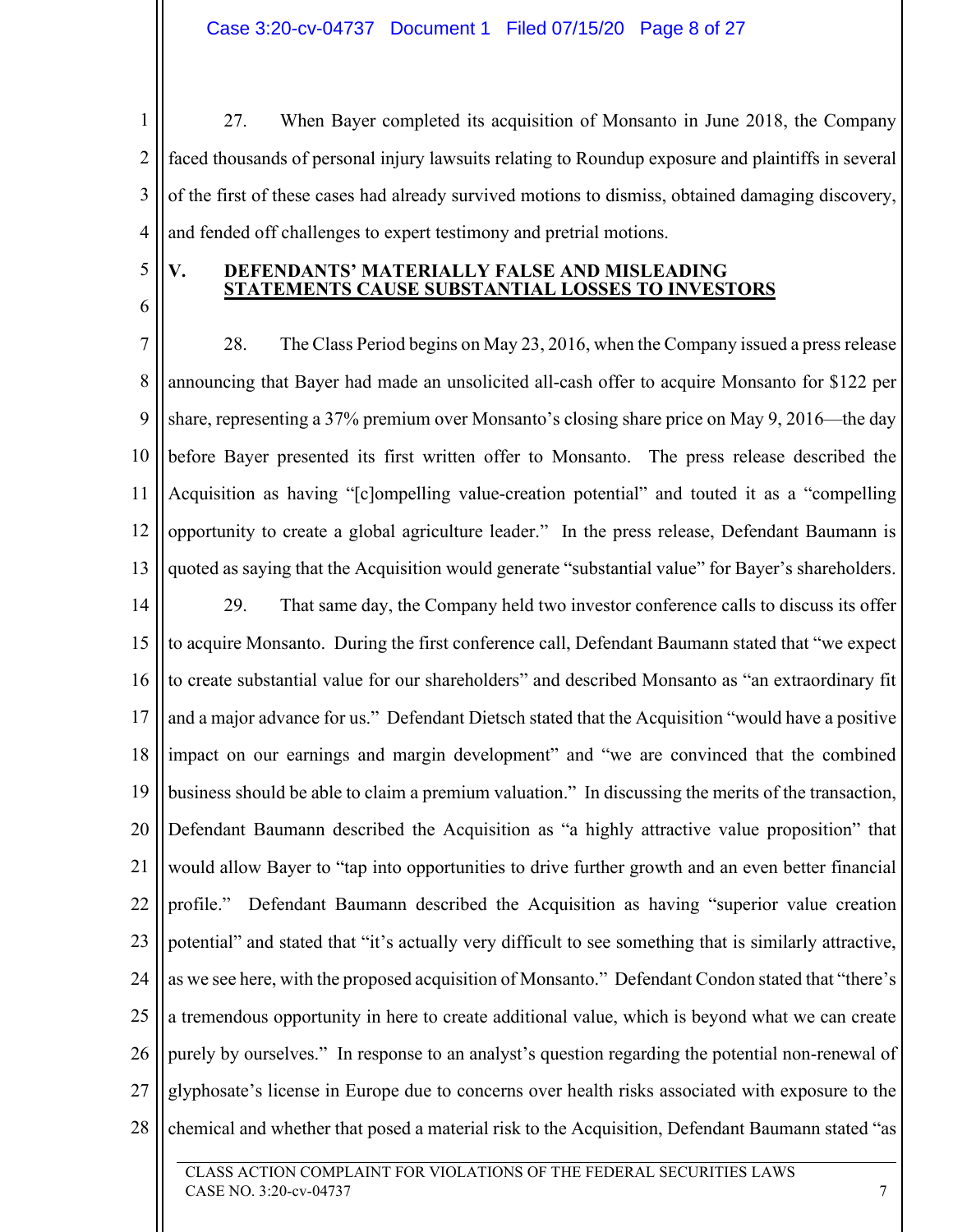27. When Bayer completed its acquisition of Monsanto in June 2018, the Company faced thousands of personal injury lawsuits relating to Roundup exposure and plaintiffs in several of the first of these cases had already survived motions to dismiss, obtained damaging discovery, and fended off challenges to expert testimony and pretrial motions.

## V. DEFENDANTS' MATERIALLY FALSE AND MISLEADING STATEMENTS CAUSE SUBSTANTIAL LOSSES TO INVESTORS

28. The Class Period begins on May 23, 2016, when the Company issued a press release announcing that Bayer had made an unsolicited all-cash offer to acquire Monsanto for $122 per share, representing a 37% premium over Monsanto's closing share price on May 9, 2016—the day before Bayer presented its first written offer to Monsanto. The press release described the Acquisition as having "[c]ompelling value-creation potential" and touted it as a "compelling opportunity to create a global agriculture leader." In the press release, Defendant Baumann is quoted as saying that the Acquisition would generate "substantial value" for Bayer's shareholders.

29. That same day, the Company held two investor conference calls to discuss its offer to acquire Monsanto. During the first conference call, Defendant Baumann stated that "we expect to create substantial value for our shareholders" and described Monsanto as "an extraordinary fit and a major advance for us." Defendant Dietsch stated that the Acquisition "would have a positive impact on our earnings and margin development" and "we are convinced that the combined business should be able to claim a premium valuation." In discussing the merits of the transaction, Defendant Baumann described the Acquisition as "a highly attractive value proposition" that would allow Bayer to "tap into opportunities to drive further growth and an even better financial profile." Defendant Baumann described the Acquisition as having "superior value creation potential" and stated that "it's actually very difficult to see something that is similarly attractive, as we see here, with the proposed acquisition of Monsanto." Defendant Condon stated that "there's a tremendous opportunity in here to create additional value, which is beyond what we can create purely by ourselves." In response to an analyst's question regarding the potential non-renewal of glyphosate's license in Europe due to concerns over health risks associated with exposure to the chemical and whether that posed a material risk to the Acquisition, Defendant Baumann stated "as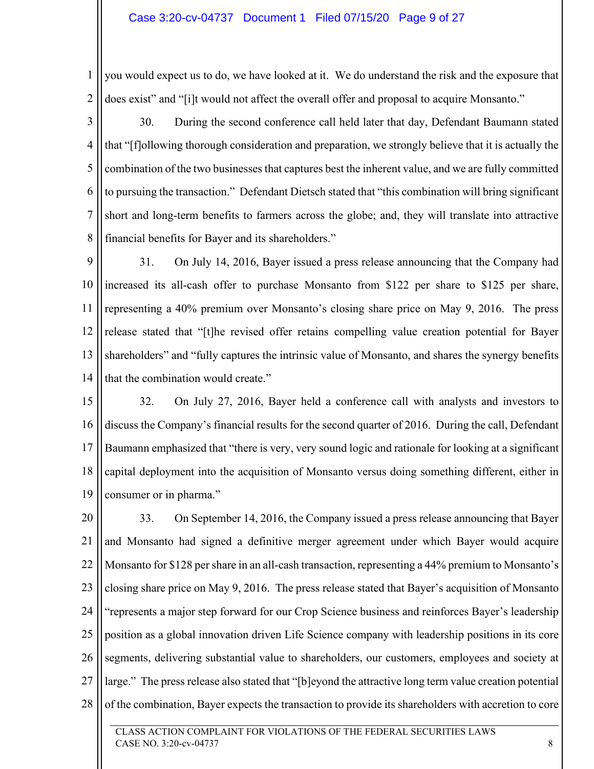you would expect us to do, we have looked at it. We do understand the risk and the exposure that does exist" and "[i]t would not affect the overall offer and proposal to acquire Monsanto."

30. During the second conference call held later that day, Defendant Baumann stated that "[f]ollowing thorough consideration and preparation, we strongly believe that it is actually the combination of the two businesses that captures best the inherent value, and we are fully committed to pursuing the transaction." Defendant Dietsch stated that "this combination will bring significant short and long-term benefits to farmers across the globe; and, they will translate into attractive financial benefits for Bayer and its shareholders."

31. On July 14, 2016, Bayer issued a press release announcing that the Company had increased its all-cash offer to purchase Monsanto from $122 per share to $125 per share, representing a 40% premium over Monsanto's closing share price on May 9, 2016. The press release stated that "[t]he revised offer retains compelling value creation potential for Bayer shareholders" and "fully captures the intrinsic value of Monsanto, and shares the synergy benefits that the combination would create."

32. On July 27, 2016, Bayer held a conference call with analysts and investors to discuss the Company's financial results for the second quarter of 2016. During the call, Defendant Baumann emphasized that "there is very, very sound logic and rationale for looking at a significant capital deployment into the acquisition of Monsanto versus doing something different, either in consumer or in pharma."

33. On September 14, 2016, the Company issued a press release announcing that Bayer and Monsanto had signed a definitive merger agreement under which Bayer would acquire Monsanto for $128 per share in an all-cash transaction, representing a 44% premium to Monsanto's closing share price on May 9, 2016. The press release stated that Bayer's acquisition of Monsanto "represents a major step forward for our Crop Science business and reinforces Bayer's leadership position as a global innovation driven Life Science company with leadership positions in its core segments, delivering substantial value to shareholders, our customers, employees and society at large." The press release also stated that "[b]eyond the attractive long term value creation potential of the combination, Bayer expects the transaction to provide its shareholders with accretion to core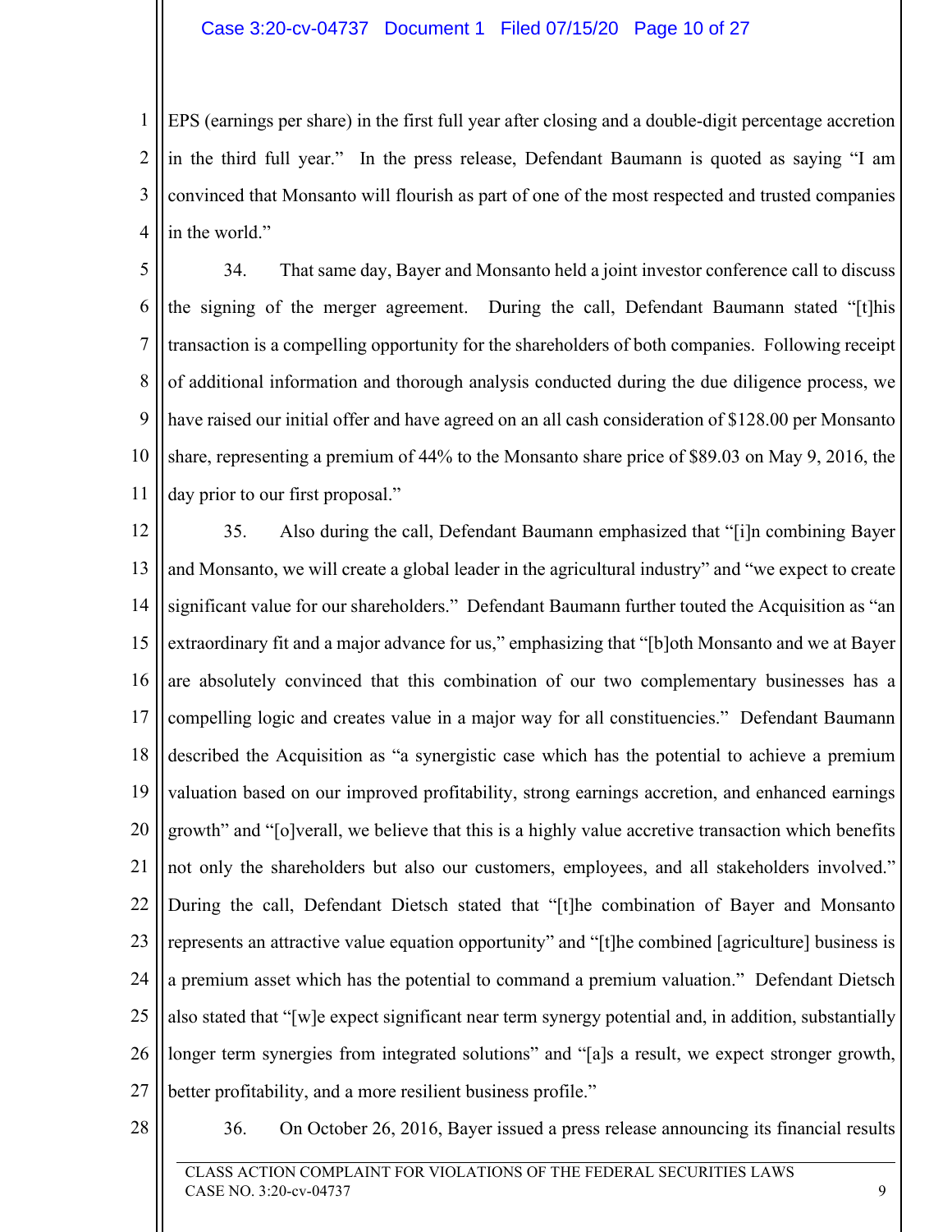EPS (earnings per share) in the first full year after closing and a double-digit percentage accretion in the third full year." In the press release, Defendant Baumann is quoted as saying "I am convinced that Monsanto will flourish as part of one of the most respected and trusted companies in the world."

34. That same day, Bayer and Monsanto held a joint investor conference call to discuss the signing of the merger agreement. During the call, Defendant Baumann stated "[t]his transaction is a compelling opportunity for the shareholders of both companies. Following receipt of additional information and thorough analysis conducted during the due diligence process, we have raised our initial offer and have agreed on an all cash consideration of $128.00 per Monsanto share, representing a premium of 44% to the Monsanto share price of $89.03 on May 9, 2016, the day prior to our first proposal."

35. Also during the call, Defendant Baumann emphasized that "[i]n combining Bayer and Monsanto, we will create a global leader in the agricultural industry" and "we expect to create significant value for our shareholders." Defendant Baumann further touted the Acquisition as "an extraordinary fit and a major advance for us," emphasizing that "[b]oth Monsanto and we at Bayer are absolutely convinced that this combination of our two complementary businesses has a compelling logic and creates value in a major way for all constituencies." Defendant Baumann described the Acquisition as "a synergistic case which has the potential to achieve a premium valuation based on our improved profitability, strong earnings accretion, and enhanced earnings growth" and "[o]verall, we believe that this is a highly value accretive transaction which benefits not only the shareholders but also our customers, employees, and all stakeholders involved." During the call, Defendant Dietsch stated that "[t]he combination of Bayer and Monsanto represents an attractive value equation opportunity" and "[t]he combined [agriculture] business is a premium asset which has the potential to command a premium valuation." Defendant Dietsch also stated that "[w]e expect significant near term synergy potential and, in addition, substantially longer term synergies from integrated solutions" and "[a]s a result, we expect stronger growth, better profitability, and a more resilient business profile."

36. On October 26, 2016, Bayer issued a press release announcing its financial results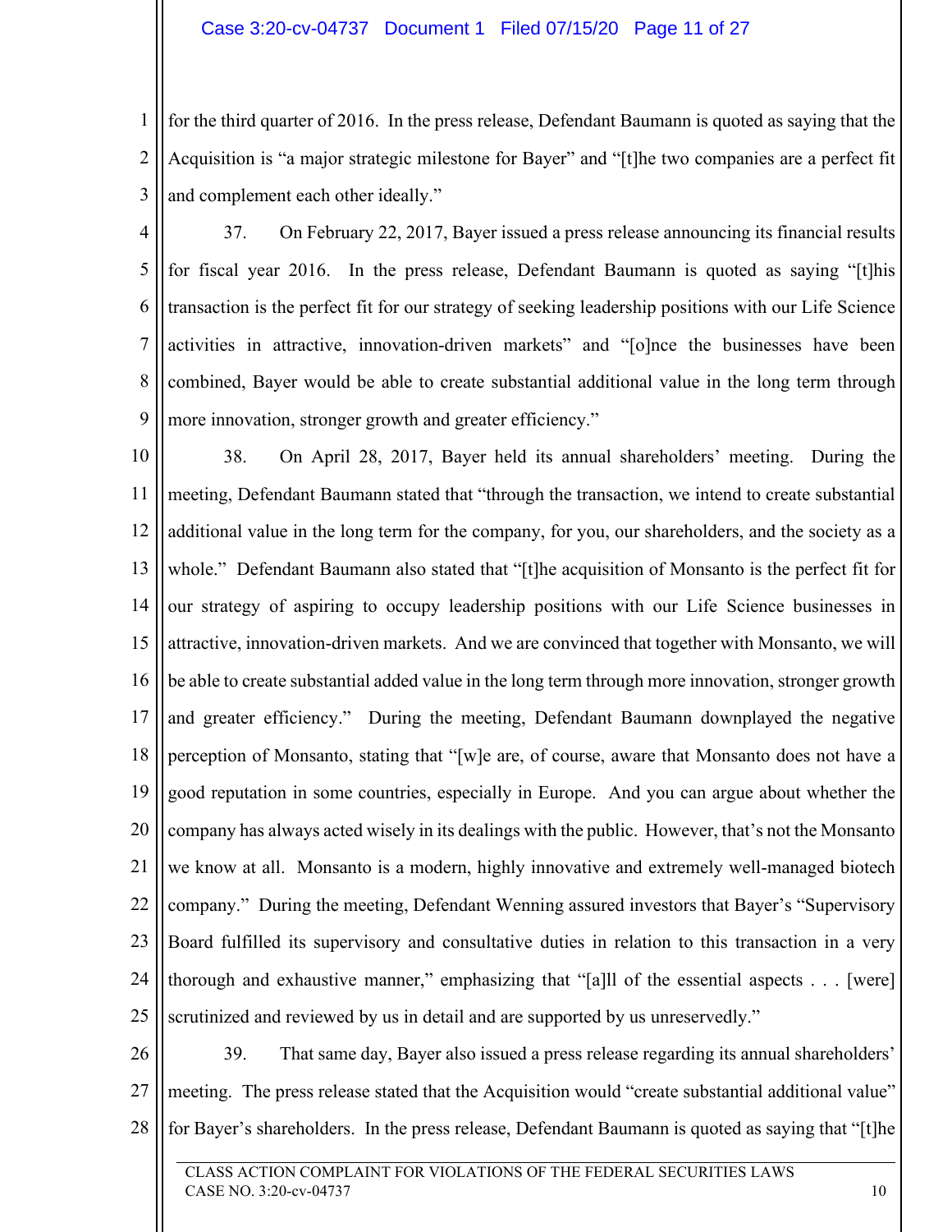for the third quarter of 2016. In the press release, Defendant Baumann is quoted as saying that the Acquisition is "a major strategic milestone for Bayer" and "[t]he two companies are a perfect fit and complement each other ideally."

37. On February 22, 2017, Bayer issued a press release announcing its financial results for fiscal year 2016. In the press release, Defendant Baumann is quoted as saying "[t]his transaction is the perfect fit for our strategy of seeking leadership positions with our Life Science activities in attractive, innovation-driven markets" and "[o]nce the businesses have been combined, Bayer would be able to create substantial additional value in the long term through more innovation, stronger growth and greater efficiency."

38. On April 28, 2017, Bayer held its annual shareholders' meeting. During the meeting, Defendant Baumann stated that "through the transaction, we intend to create substantial additional value in the long term for the company, for you, our shareholders, and the society as a whole." Defendant Baumann also stated that "[t]he acquisition of Monsanto is the perfect fit for our strategy of aspiring to occupy leadership positions with our Life Science businesses in attractive, innovation-driven markets. And we are convinced that together with Monsanto, we will be able to create substantial added value in the long term through more innovation, stronger growth and greater efficiency." During the meeting, Defendant Baumann downplayed the negative perception of Monsanto, stating that "[w]e are, of course, aware that Monsanto does not have a good reputation in some countries, especially in Europe. And you can argue about whether the company has always acted wisely in its dealings with the public. However, that's not the Monsanto we know at all. Monsanto is a modern, highly innovative and extremely well-managed biotech company." During the meeting, Defendant Wenning assured investors that Bayer's "Supervisory Board fulfilled its supervisory and consultative duties in relation to this transaction in a very thorough and exhaustive manner," emphasizing that "[a]ll of the essential aspects . . . [were] scrutinized and reviewed by us in detail and are supported by us unreservedly."

39. That same day, Bayer also issued a press release regarding its annual shareholders' meeting. The press release stated that the Acquisition would "create substantial additional value" for Bayer's shareholders. In the press release, Defendant Baumann is quoted as saying that "[t]he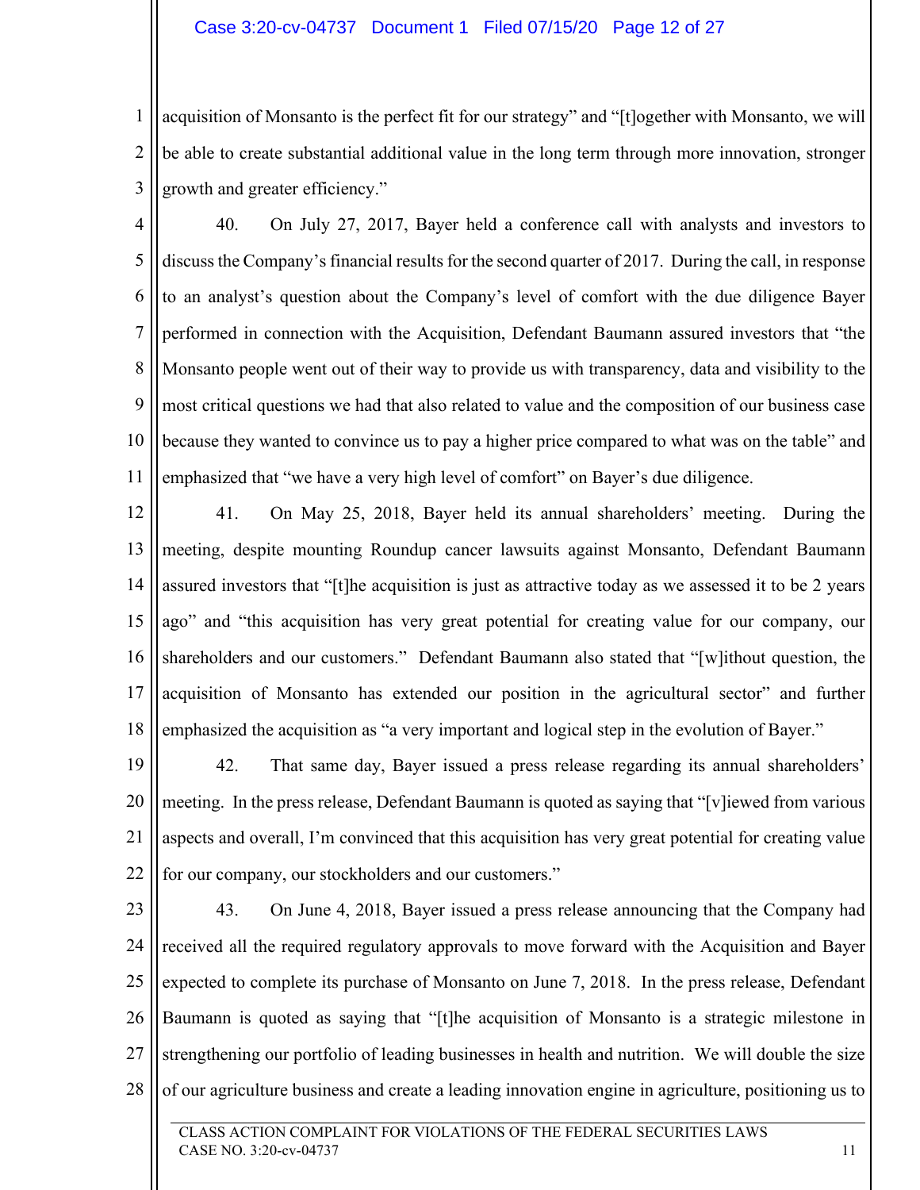acquisition of Monsanto is the perfect fit for our strategy" and "[t]ogether with Monsanto, we will be able to create substantial additional value in the long term through more innovation, stronger growth and greater efficiency."

40. On July 27, 2017, Bayer held a conference call with analysts and investors to discuss the Company's financial results for the second quarter of 2017. During the call, in response to an analyst's question about the Company's level of comfort with the due diligence Bayer performed in connection with the Acquisition, Defendant Baumann assured investors that "the Monsanto people went out of their way to provide us with transparency, data and visibility to the most critical questions we had that also related to value and the composition of our business case because they wanted to convince us to pay a higher price compared to what was on the table" and emphasized that "we have a very high level of comfort" on Bayer's due diligence.

41. On May 25, 2018, Bayer held its annual shareholders' meeting. During the meeting, despite mounting Roundup cancer lawsuits against Monsanto, Defendant Baumann assured investors that "[t]he acquisition is just as attractive today as we assessed it to be 2 years ago" and "this acquisition has very great potential for creating value for our company, our shareholders and our customers." Defendant Baumann also stated that "[w]ithout question, the acquisition of Monsanto has extended our position in the agricultural sector" and further emphasized the acquisition as "a very important and logical step in the evolution of Bayer."

42. That same day, Bayer issued a press release regarding its annual shareholders' meeting. In the press release, Defendant Baumann is quoted as saying that "[v]iewed from various aspects and overall, I'm convinced that this acquisition has very great potential for creating value for our company, our stockholders and our customers."

43. On June 4, 2018, Bayer issued a press release announcing that the Company had received all the required regulatory approvals to move forward with the Acquisition and Bayer expected to complete its purchase of Monsanto on June 7, 2018. In the press release, Defendant Baumann is quoted as saying that "[t]he acquisition of Monsanto is a strategic milestone in strengthening our portfolio of leading businesses in health and nutrition. We will double the size of our agriculture business and create a leading innovation engine in agriculture, positioning us to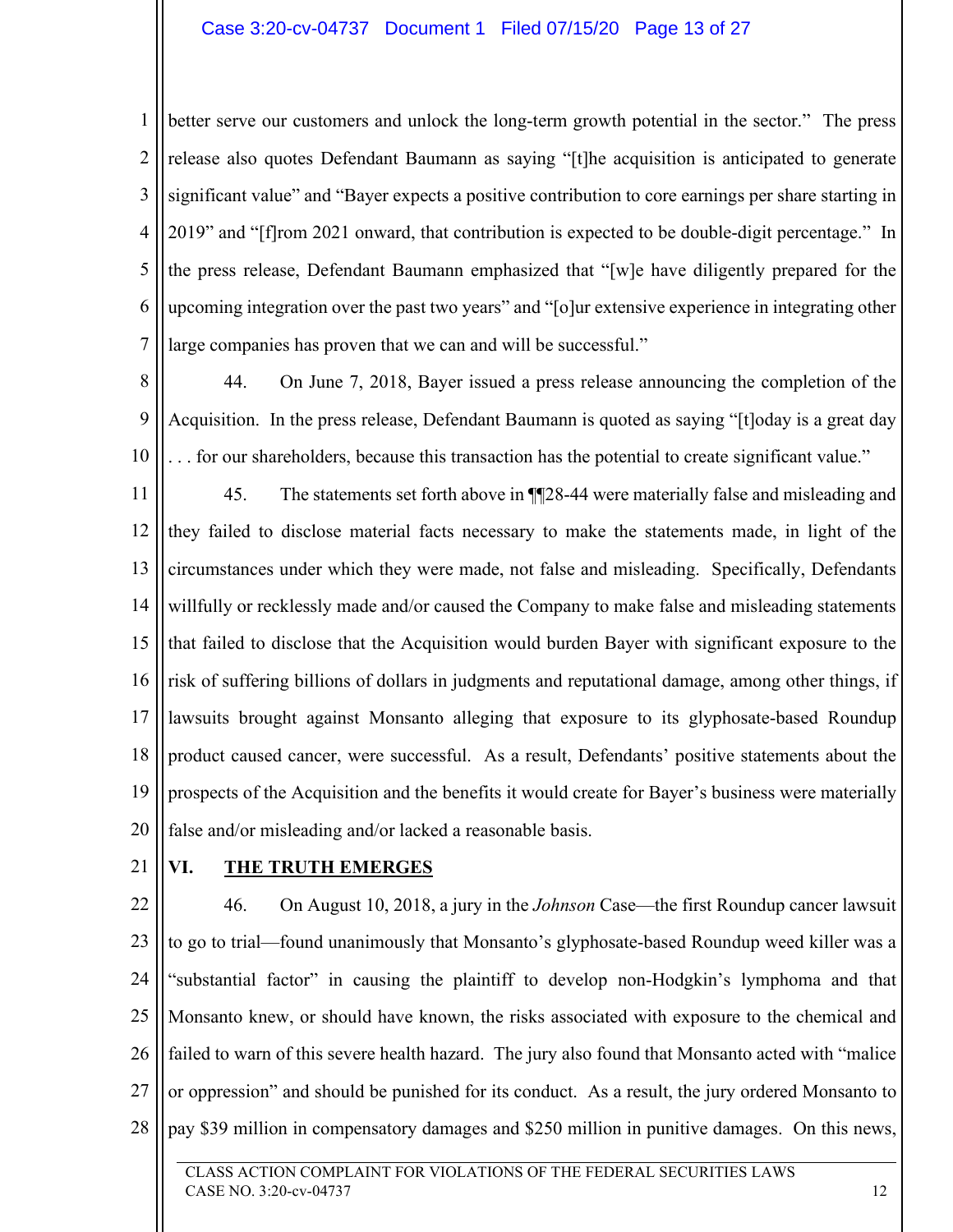better serve our customers and unlock the long-term growth potential in the sector." The press release also quotes Defendant Baumann as saying "[t]he acquisition is anticipated to generate significant value" and "Bayer expects a positive contribution to core earnings per share starting in 2019" and "[f]rom 2021 onward, that contribution is expected to be double-digit percentage." In the press release, Defendant Baumann emphasized that "[w]e have diligently prepared for the upcoming integration over the past two years" and "[o]ur extensive experience in integrating other large companies has proven that we can and will be successful."

44. On June 7, 2018, Bayer issued a press release announcing the completion of the Acquisition. In the press release, Defendant Baumann is quoted as saying "[t]oday is a great day . . . for our shareholders, because this transaction has the potential to create significant value."

45. The statements set forth above in ¶¶28-44 were materially false and misleading and they failed to disclose material facts necessary to make the statements made, in light of the circumstances under which they were made, not false and misleading. Specifically, Defendants willfully or recklessly made and/or caused the Company to make false and misleading statements that failed to disclose that the Acquisition would burden Bayer with significant exposure to the risk of suffering billions of dollars in judgments and reputational damage, among other things, if lawsuits brought against Monsanto alleging that exposure to its glyphosate-based Roundup product caused cancer, were successful. As a result, Defendants' positive statements about the prospects of the Acquisition and the benefits it would create for Bayer's business were materially false and/or misleading and/or lacked a reasonable basis.

## VI. THE TRUTH EMERGES

46. On August 10, 2018, a jury in the *Johnson* Case—the first Roundup cancer lawsuit to go to trial—found unanimously that Monsanto's glyphosate-based Roundup weed killer was a "substantial factor" in causing the plaintiff to develop non-Hodgkin's lymphoma and that Monsanto knew, or should have known, the risks associated with exposure to the chemical and failed to warn of this severe health hazard. The jury also found that Monsanto acted with "malice or oppression" and should be punished for its conduct. As a result, the jury ordered Monsanto to pay $39 million in compensatory damages and $250 million in punitive damages. On this news,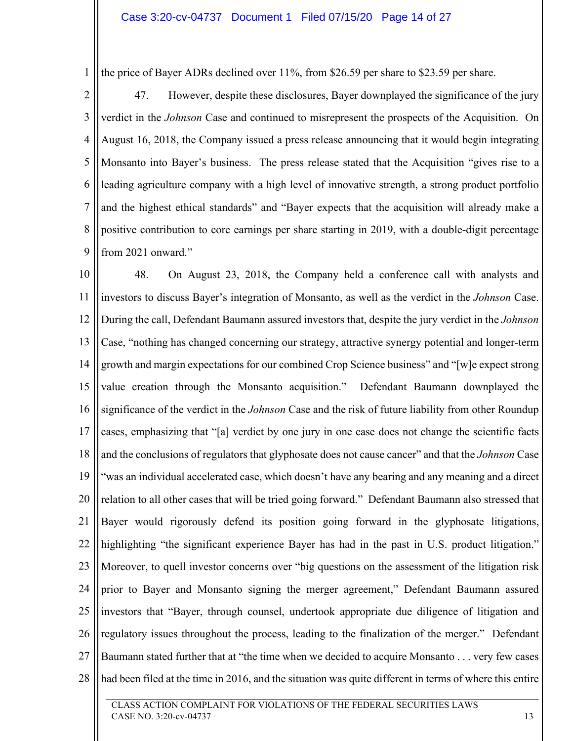the price of Bayer ADRs declined over 11%, from $26.59 per share to $23.59 per share.

47. However, despite these disclosures, Bayer downplayed the significance of the jury verdict in the *Johnson* Case and continued to misrepresent the prospects of the Acquisition. On August 16, 2018, the Company issued a press release announcing that it would begin integrating Monsanto into Bayer's business. The press release stated that the Acquisition "gives rise to a leading agriculture company with a high level of innovative strength, a strong product portfolio and the highest ethical standards" and "Bayer expects that the acquisition will already make a positive contribution to core earnings per share starting in 2019, with a double-digit percentage from 2021 onward."

48. On August 23, 2018, the Company held a conference call with analysts and investors to discuss Bayer's integration of Monsanto, as well as the verdict in the *Johnson* Case. During the call, Defendant Baumann assured investors that, despite the jury verdict in the *Johnson* Case, "nothing has changed concerning our strategy, attractive synergy potential and longer-term growth and margin expectations for our combined Crop Science business" and "[w]e expect strong value creation through the Monsanto acquisition." Defendant Baumann downplayed the significance of the verdict in the *Johnson* Case and the risk of future liability from other Roundup cases, emphasizing that "[a] verdict by one jury in one case does not change the scientific facts and the conclusions of regulators that glyphosate does not cause cancer" and that the *Johnson* Case "was an individual accelerated case, which doesn't have any bearing and any meaning and a direct relation to all other cases that will be tried going forward." Defendant Baumann also stressed that Bayer would rigorously defend its position going forward in the glyphosate litigations, highlighting "the significant experience Bayer has had in the past in U.S. product litigation." Moreover, to quell investor concerns over "big questions on the assessment of the litigation risk prior to Bayer and Monsanto signing the merger agreement," Defendant Baumann assured investors that "Bayer, through counsel, undertook appropriate due diligence of litigation and regulatory issues throughout the process, leading to the finalization of the merger." Defendant Baumann stated further that at "the time when we decided to acquire Monsanto . . . very few cases had been filed at the time in 2016, and the situation was quite different in terms of where this entire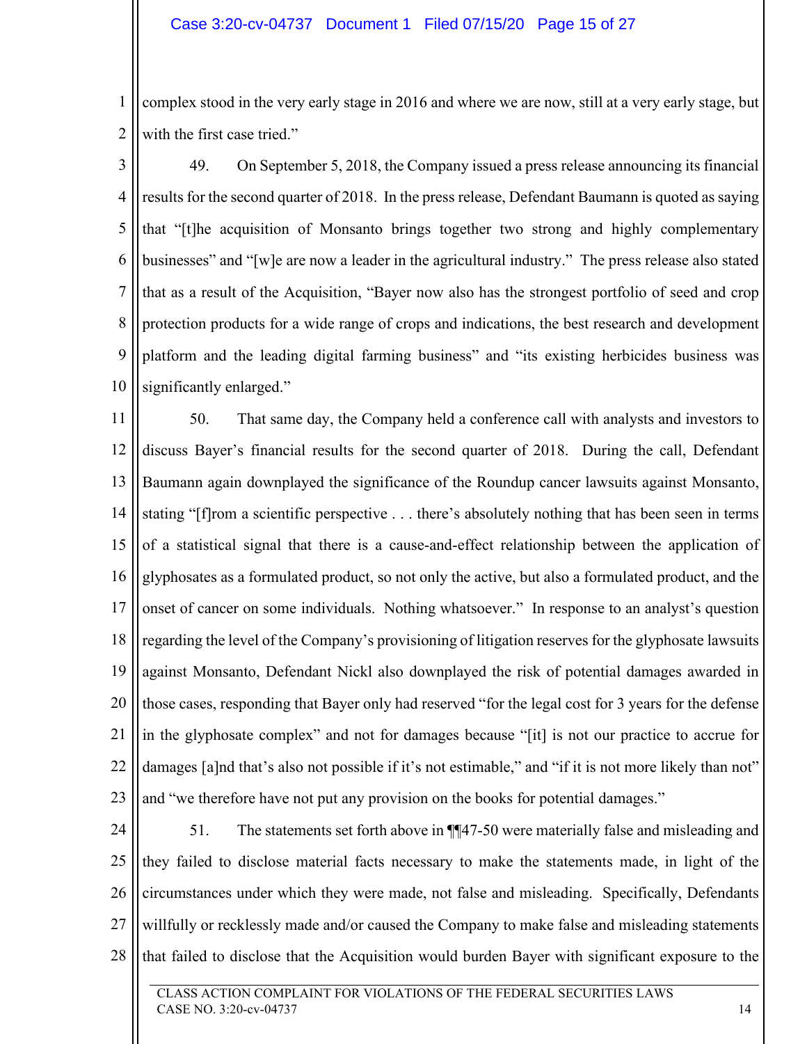complex stood in the very early stage in 2016 and where we are now, still at a very early stage, but with the first case tried."

49. On September 5, 2018, the Company issued a press release announcing its financial results for the second quarter of 2018. In the press release, Defendant Baumann is quoted as saying that "[t]he acquisition of Monsanto brings together two strong and highly complementary businesses" and "[w]e are now a leader in the agricultural industry." The press release also stated that as a result of the Acquisition, "Bayer now also has the strongest portfolio of seed and crop protection products for a wide range of crops and indications, the best research and development platform and the leading digital farming business" and "its existing herbicides business was significantly enlarged."

50. That same day, the Company held a conference call with analysts and investors to discuss Bayer's financial results for the second quarter of 2018. During the call, Defendant Baumann again downplayed the significance of the Roundup cancer lawsuits against Monsanto, stating "[f]rom a scientific perspective . . . there's absolutely nothing that has been seen in terms of a statistical signal that there is a cause-and-effect relationship between the application of glyphosates as a formulated product, so not only the active, but also a formulated product, and the onset of cancer on some individuals. Nothing whatsoever." In response to an analyst's question regarding the level of the Company's provisioning of litigation reserves for the glyphosate lawsuits against Monsanto, Defendant Nickl also downplayed the risk of potential damages awarded in those cases, responding that Bayer only had reserved "for the legal cost for 3 years for the defense in the glyphosate complex" and not for damages because "[it] is not our practice to accrue for damages [a]nd that's also not possible if it's not estimable," and "if it is not more likely than not" and "we therefore have not put any provision on the books for potential damages."

51. The statements set forth above in ¶¶47-50 were materially false and misleading and they failed to disclose material facts necessary to make the statements made, in light of the circumstances under which they were made, not false and misleading. Specifically, Defendants willfully or recklessly made and/or caused the Company to make false and misleading statements that failed to disclose that the Acquisition would burden Bayer with significant exposure to the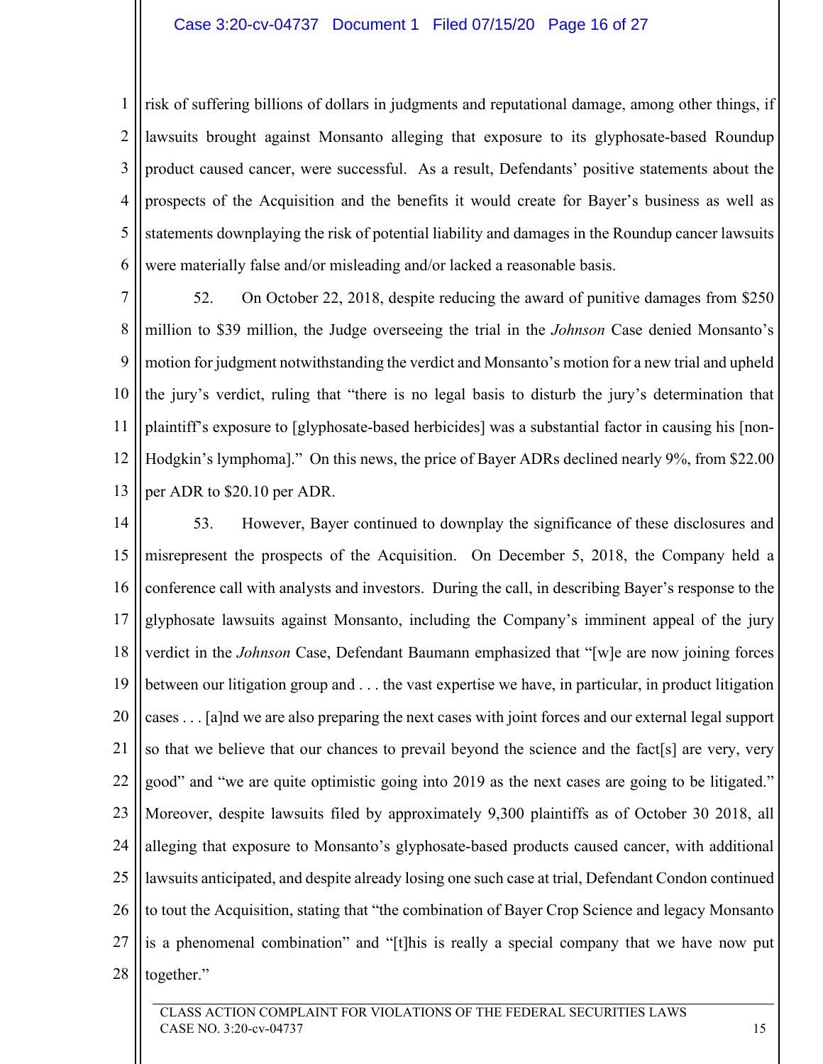risk of suffering billions of dollars in judgments and reputational damage, among other things, if lawsuits brought against Monsanto alleging that exposure to its glyphosate-based Roundup product caused cancer, were successful. As a result, Defendants' positive statements about the prospects of the Acquisition and the benefits it would create for Bayer's business as well as statements downplaying the risk of potential liability and damages in the Roundup cancer lawsuits were materially false and/or misleading and/or lacked a reasonable basis.

52. On October 22, 2018, despite reducing the award of punitive damages from $250 million to $39 million, the Judge overseeing the trial in the *Johnson* Case denied Monsanto's motion for judgment notwithstanding the verdict and Monsanto's motion for a new trial and upheld the jury's verdict, ruling that "there is no legal basis to disturb the jury's determination that plaintiff's exposure to [glyphosate-based herbicides] was a substantial factor in causing his [non-Hodgkin's lymphoma]." On this news, the price of Bayer ADRs declined nearly 9%, from $22.00 per ADR to $20.10 per ADR.

53. However, Bayer continued to downplay the significance of these disclosures and misrepresent the prospects of the Acquisition. On December 5, 2018, the Company held a conference call with analysts and investors. During the call, in describing Bayer's response to the glyphosate lawsuits against Monsanto, including the Company's imminent appeal of the jury verdict in the *Johnson* Case, Defendant Baumann emphasized that "[w]e are now joining forces between our litigation group and . . . the vast expertise we have, in particular, in product litigation cases . . . [a]nd we are also preparing the next cases with joint forces and our external legal support so that we believe that our chances to prevail beyond the science and the fact[s] are very, very good" and "we are quite optimistic going into 2019 as the next cases are going to be litigated." Moreover, despite lawsuits filed by approximately 9,300 plaintiffs as of October 30 2018, all alleging that exposure to Monsanto's glyphosate-based products caused cancer, with additional lawsuits anticipated, and despite already losing one such case at trial, Defendant Condon continued to tout the Acquisition, stating that "the combination of Bayer Crop Science and legacy Monsanto is a phenomenal combination" and "[t]his is really a special company that we have now put together."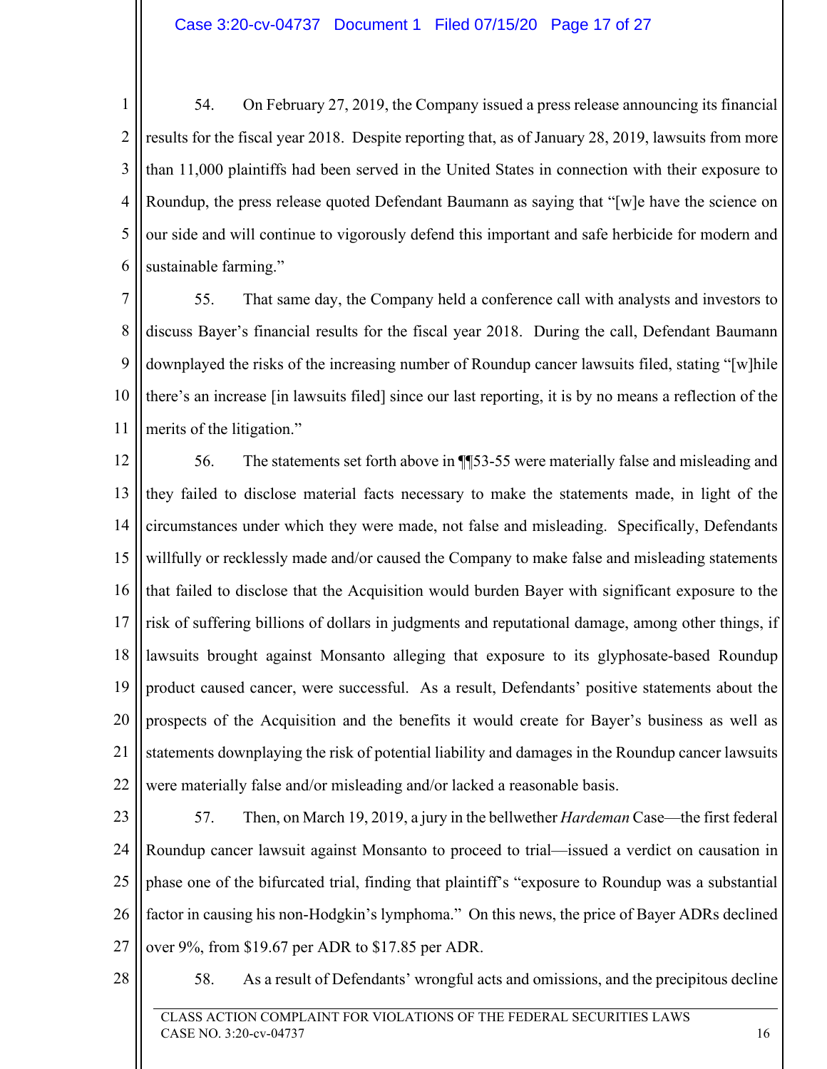54. On February 27, 2019, the Company issued a press release announcing its financial results for the fiscal year 2018. Despite reporting that, as of January 28, 2019, lawsuits from more than 11,000 plaintiffs had been served in the United States in connection with their exposure to Roundup, the press release quoted Defendant Baumann as saying that "[w]e have the science on our side and will continue to vigorously defend this important and safe herbicide for modern and sustainable farming."

55. That same day, the Company held a conference call with analysts and investors to discuss Bayer's financial results for the fiscal year 2018. During the call, Defendant Baumann downplayed the risks of the increasing number of Roundup cancer lawsuits filed, stating "[w]hile there's an increase [in lawsuits filed] since our last reporting, it is by no means a reflection of the merits of the litigation."

56. The statements set forth above in ¶¶53-55 were materially false and misleading and they failed to disclose material facts necessary to make the statements made, in light of the circumstances under which they were made, not false and misleading. Specifically, Defendants willfully or recklessly made and/or caused the Company to make false and misleading statements that failed to disclose that the Acquisition would burden Bayer with significant exposure to the risk of suffering billions of dollars in judgments and reputational damage, among other things, if lawsuits brought against Monsanto alleging that exposure to its glyphosate-based Roundup product caused cancer, were successful. As a result, Defendants' positive statements about the prospects of the Acquisition and the benefits it would create for Bayer's business as well as statements downplaying the risk of potential liability and damages in the Roundup cancer lawsuits were materially false and/or misleading and/or lacked a reasonable basis.

57. Then, on March 19, 2019, a jury in the bellwether *Hardeman* Case—the first federal Roundup cancer lawsuit against Monsanto to proceed to trial—issued a verdict on causation in phase one of the bifurcated trial, finding that plaintiff's "exposure to Roundup was a substantial factor in causing his non-Hodgkin's lymphoma." On this news, the price of Bayer ADRs declined over 9%, from $19.67 per ADR to $17.85 per ADR.

58. As a result of Defendants' wrongful acts and omissions, and the precipitous decline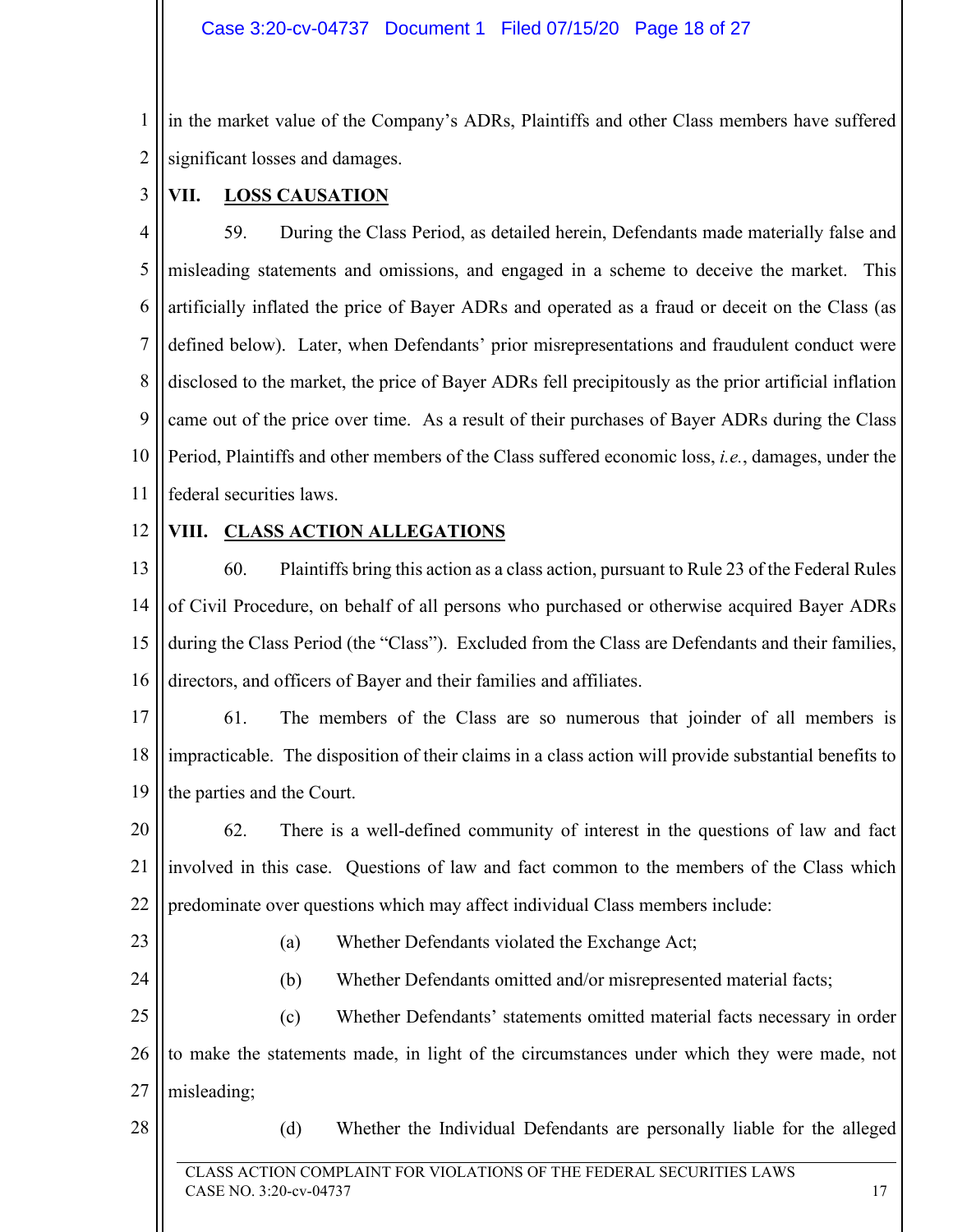in the market value of the Company's ADRs, Plaintiffs and other Class members have suffered significant losses and damages.

## VII. LOSS CAUSATION

59. During the Class Period, as detailed herein, Defendants made materially false and misleading statements and omissions, and engaged in a scheme to deceive the market. This artificially inflated the price of Bayer ADRs and operated as a fraud or deceit on the Class (as defined below). Later, when Defendants' prior misrepresentations and fraudulent conduct were disclosed to the market, the price of Bayer ADRs fell precipitously as the prior artificial inflation came out of the price over time. As a result of their purchases of Bayer ADRs during the Class Period, Plaintiffs and other members of the Class suffered economic loss, *i.e.*, damages, under the federal securities laws.

## VIII. CLASS ACTION ALLEGATIONS

60. Plaintiffs bring this action as a class action, pursuant to Rule 23 of the Federal Rules of Civil Procedure, on behalf of all persons who purchased or otherwise acquired Bayer ADRs during the Class Period (the "Class"). Excluded from the Class are Defendants and their families, directors, and officers of Bayer and their families and affiliates.

61. The members of the Class are so numerous that joinder of all members is impracticable. The disposition of their claims in a class action will provide substantial benefits to the parties and the Court.

62. There is a well-defined community of interest in the questions of law and fact involved in this case. Questions of law and fact common to the members of the Class which predominate over questions which may affect individual Class members include:

(a) Whether Defendants violated the Exchange Act;

(b) Whether Defendants omitted and/or misrepresented material facts;

(c) Whether Defendants' statements omitted material facts necessary in order to make the statements made, in light of the circumstances under which they were made, not misleading;

(d) Whether the Individual Defendants are personally liable for the alleged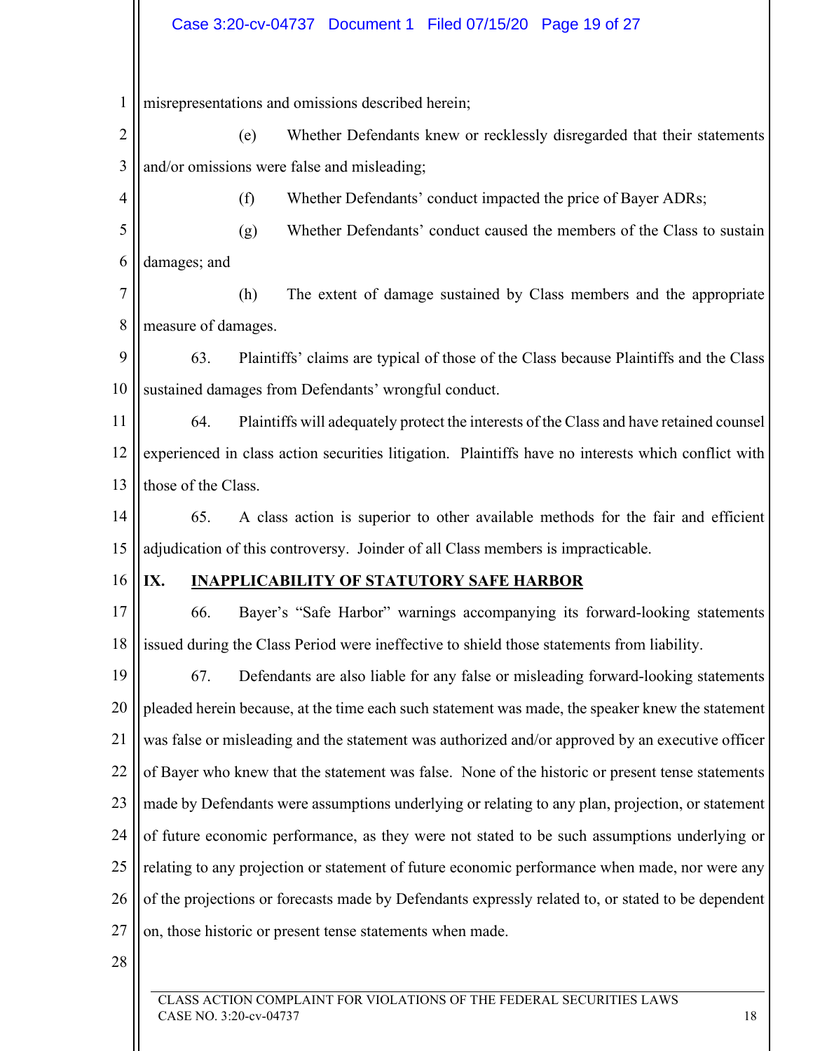misrepresentations and omissions described herein;

(e) Whether Defendants knew or recklessly disregarded that their statements and/or omissions were false and misleading;

(f) Whether Defendants' conduct impacted the price of Bayer ADRs;

(g) Whether Defendants' conduct caused the members of the Class to sustain damages; and

(h) The extent of damage sustained by Class members and the appropriate measure of damages.

63. Plaintiffs' claims are typical of those of the Class because Plaintiffs and the Class sustained damages from Defendants' wrongful conduct.

64. Plaintiffs will adequately protect the interests of the Class and have retained counsel experienced in class action securities litigation. Plaintiffs have no interests which conflict with those of the Class.

65. A class action is superior to other available methods for the fair and efficient adjudication of this controversy. Joinder of all Class members is impracticable.

## IX. INAPPLICABILITY OF STATUTORY SAFE HARBOR

66. Bayer's "Safe Harbor" warnings accompanying its forward-looking statements issued during the Class Period were ineffective to shield those statements from liability.

67. Defendants are also liable for any false or misleading forward-looking statements pleaded herein because, at the time each such statement was made, the speaker knew the statement was false or misleading and the statement was authorized and/or approved by an executive officer of Bayer who knew that the statement was false. None of the historic or present tense statements made by Defendants were assumptions underlying or relating to any plan, projection, or statement of future economic performance, as they were not stated to be such assumptions underlying or relating to any projection or statement of future economic performance when made, nor were any of the projections or forecasts made by Defendants expressly related to, or stated to be dependent on, those historic or present tense statements when made.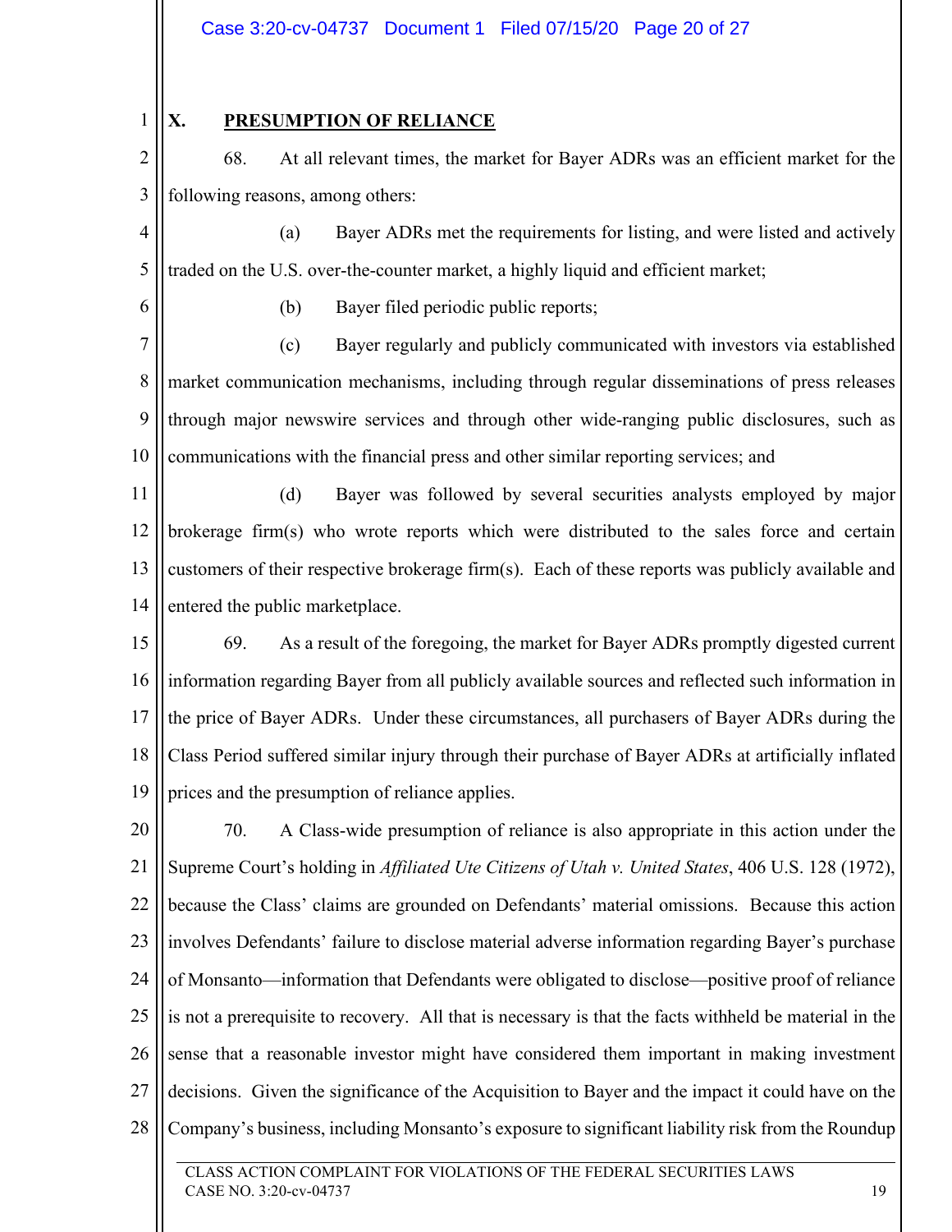## X. PRESUMPTION OF RELIANCE

68. At all relevant times, the market for Bayer ADRs was an efficient market for the following reasons, among others:

(a) Bayer ADRs met the requirements for listing, and were listed and actively traded on the U.S. over-the-counter market, a highly liquid and efficient market;

(b) Bayer filed periodic public reports;

(c) Bayer regularly and publicly communicated with investors via established market communication mechanisms, including through regular disseminations of press releases through major newswire services and through other wide-ranging public disclosures, such as communications with the financial press and other similar reporting services; and

(d) Bayer was followed by several securities analysts employed by major brokerage firm(s) who wrote reports which were distributed to the sales force and certain customers of their respective brokerage firm(s). Each of these reports was publicly available and entered the public marketplace.

69. As a result of the foregoing, the market for Bayer ADRs promptly digested current information regarding Bayer from all publicly available sources and reflected such information in the price of Bayer ADRs. Under these circumstances, all purchasers of Bayer ADRs during the Class Period suffered similar injury through their purchase of Bayer ADRs at artificially inflated prices and the presumption of reliance applies.

70. A Class-wide presumption of reliance is also appropriate in this action under the Supreme Court's holding in *Affiliated Ute Citizens of Utah v. United States*, 406 U.S. 128 (1972), because the Class' claims are grounded on Defendants' material omissions. Because this action involves Defendants' failure to disclose material adverse information regarding Bayer's purchase of Monsanto—information that Defendants were obligated to disclose—positive proof of reliance is not a prerequisite to recovery. All that is necessary is that the facts withheld be material in the sense that a reasonable investor might have considered them important in making investment decisions. Given the significance of the Acquisition to Bayer and the impact it could have on the Company's business, including Monsanto's exposure to significant liability risk from the Roundup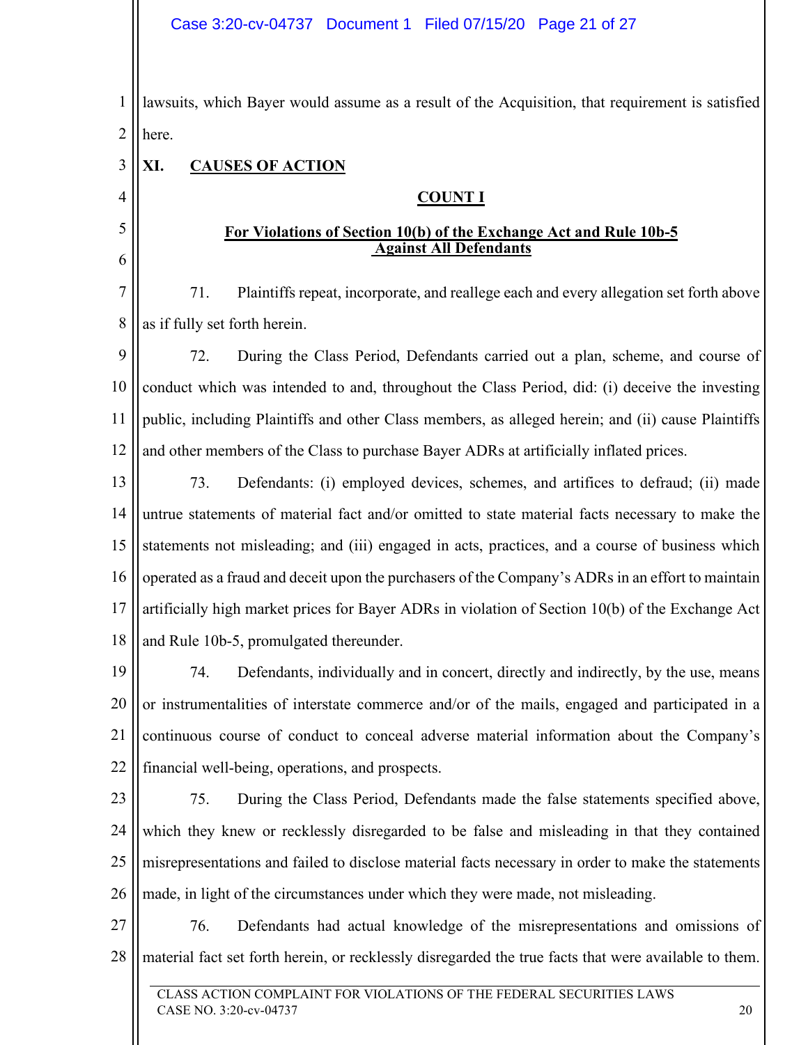lawsuits, which Bayer would assume as a result of the Acquisition, that requirement is satisfied here.

## XI. CAUSES OF ACTION

### COUNT I

### For Violations of Section 10(b) of the Exchange Act and Rule 10b-5 Against All Defendants

71. Plaintiffs repeat, incorporate, and reallege each and every allegation set forth above as if fully set forth herein.

72. During the Class Period, Defendants carried out a plan, scheme, and course of conduct which was intended to and, throughout the Class Period, did: (i) deceive the investing public, including Plaintiffs and other Class members, as alleged herein; and (ii) cause Plaintiffs and other members of the Class to purchase Bayer ADRs at artificially inflated prices.

73. Defendants: (i) employed devices, schemes, and artifices to defraud; (ii) made untrue statements of material fact and/or omitted to state material facts necessary to make the statements not misleading; and (iii) engaged in acts, practices, and a course of business which operated as a fraud and deceit upon the purchasers of the Company's ADRs in an effort to maintain artificially high market prices for Bayer ADRs in violation of Section 10(b) of the Exchange Act and Rule 10b-5, promulgated thereunder.

74. Defendants, individually and in concert, directly and indirectly, by the use, means or instrumentalities of interstate commerce and/or of the mails, engaged and participated in a continuous course of conduct to conceal adverse material information about the Company's financial well-being, operations, and prospects.

75. During the Class Period, Defendants made the false statements specified above, which they knew or recklessly disregarded to be false and misleading in that they contained misrepresentations and failed to disclose material facts necessary in order to make the statements made, in light of the circumstances under which they were made, not misleading.

76. Defendants had actual knowledge of the misrepresentations and omissions of material fact set forth herein, or recklessly disregarded the true facts that were available to them.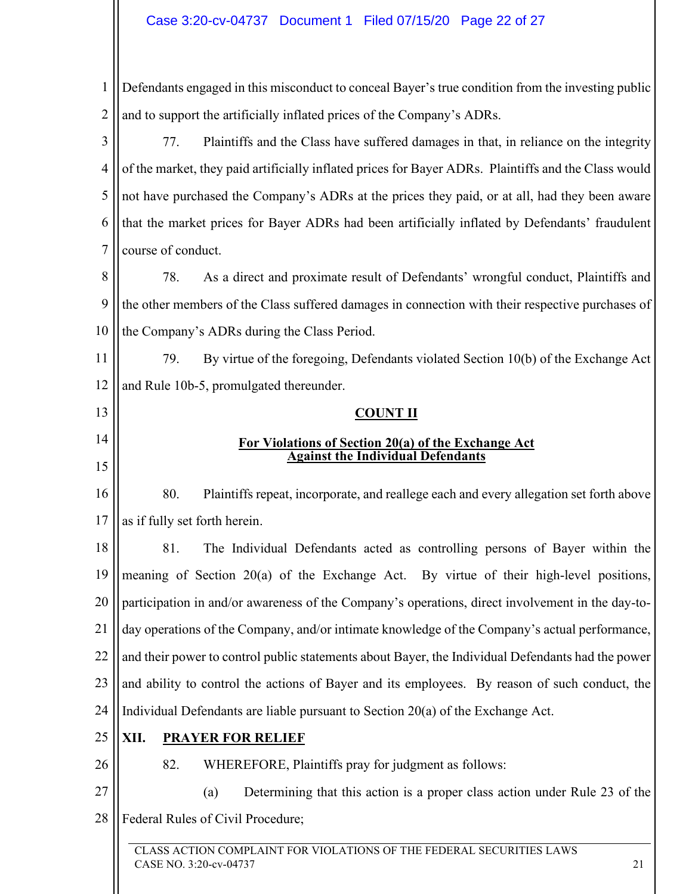Defendants engaged in this misconduct to conceal Bayer's true condition from the investing public and to support the artificially inflated prices of the Company's ADRs.

77. Plaintiffs and the Class have suffered damages in that, in reliance on the integrity of the market, they paid artificially inflated prices for Bayer ADRs. Plaintiffs and the Class would not have purchased the Company's ADRs at the prices they paid, or at all, had they been aware that the market prices for Bayer ADRs had been artificially inflated by Defendants' fraudulent course of conduct.

78. As a direct and proximate result of Defendants' wrongful conduct, Plaintiffs and the other members of the Class suffered damages in connection with their respective purchases of the Company's ADRs during the Class Period.

79. By virtue of the foregoing, Defendants violated Section 10(b) of the Exchange Act and Rule 10b-5, promulgated thereunder.

**COUNT II**

**For Violations of Section 20(a) of the Exchange Act Against the Individual Defendants**

80. Plaintiffs repeat, incorporate, and reallege each and every allegation set forth above as if fully set forth herein.

81. The Individual Defendants acted as controlling persons of Bayer within the meaning of Section 20(a) of the Exchange Act. By virtue of their high-level positions, participation in and/or awareness of the Company's operations, direct involvement in the day-to-day operations of the Company, and/or intimate knowledge of the Company's actual performance, and their power to control public statements about Bayer, the Individual Defendants had the power and ability to control the actions of Bayer and its employees. By reason of such conduct, the Individual Defendants are liable pursuant to Section 20(a) of the Exchange Act.

## XII. PRAYER FOR RELIEF

82. WHEREFORE, Plaintiffs pray for judgment as follows:

(a) Determining that this action is a proper class action under Rule 23 of the Federal Rules of Civil Procedure;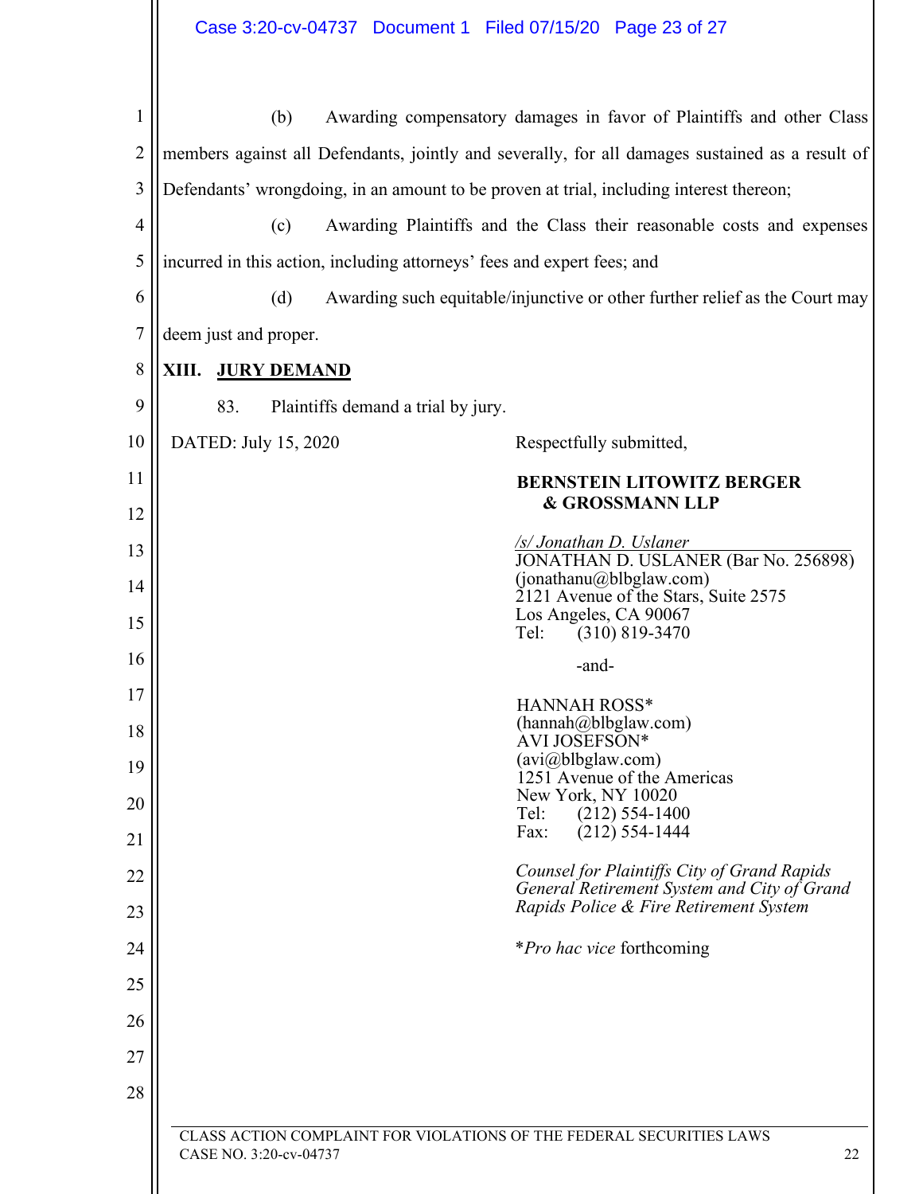(b) Awarding compensatory damages in favor of Plaintiffs and other Class members against all Defendants, jointly and severally, for all damages sustained as a result of Defendants' wrongdoing, in an amount to be proven at trial, including interest thereon;

(c) Awarding Plaintiffs and the Class their reasonable costs and expenses incurred in this action, including attorneys' fees and expert fees; and

(d) Awarding such equitable/injunctive or other further relief as the Court may deem just and proper.

## XIII. JURY DEMAND

83. Plaintiffs demand a trial by jury.

DATED: July 15, 2020

Respectfully submitted,

**BERNSTEIN LITOWITZ BERGER & GROSSMANN LLP**

*/s/ Jonathan D. Uslaner*
JONATHAN D. USLANER (Bar No. 256898)
(jonathanu@blbglaw.com)
2121 Avenue of the Stars, Suite 2575
Los Angeles, CA 90067
Tel: (310) 819-3470

-and-

HANNAH ROSS*
(hannah@blbglaw.com)
AVI JOSEFSON*
(avi@blbglaw.com)
1251 Avenue of the Americas
New York, NY 10020
Tel: (212) 554-1400
Fax: (212) 554-1444

*Counsel for Plaintiffs City of Grand Rapids General Retirement System and City of Grand Rapids Police & Fire Retirement System*

**Pro hac vice* forthcoming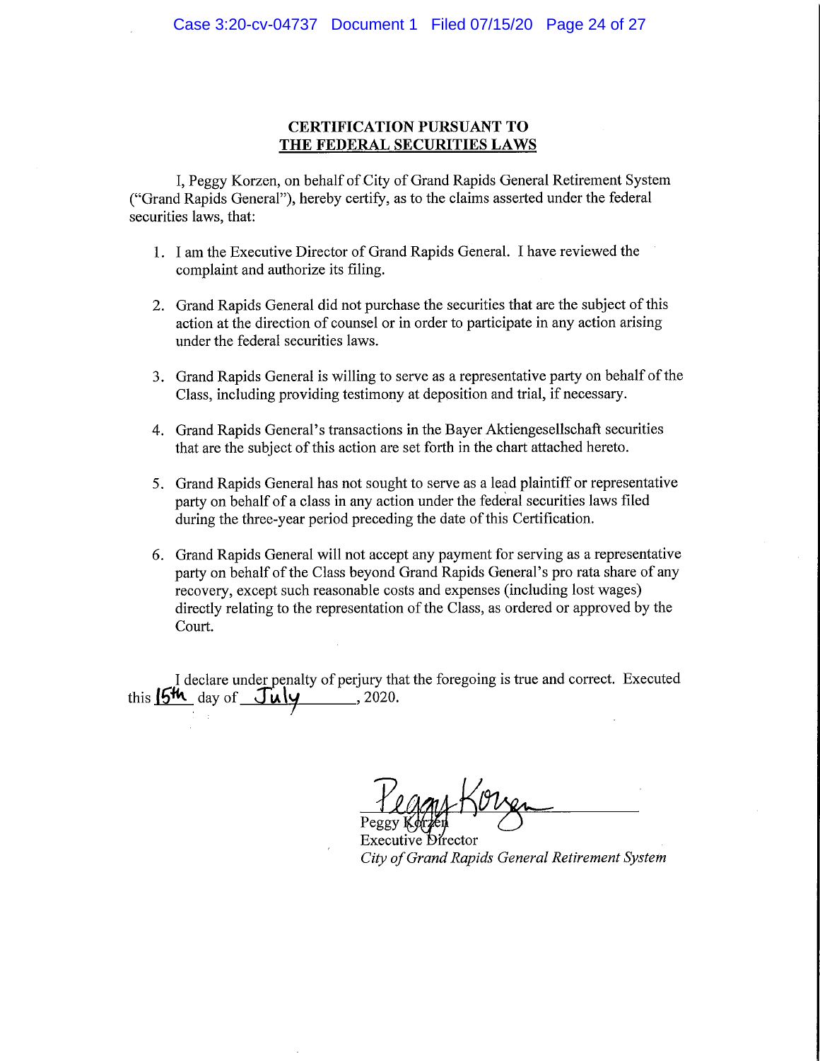**CERTIFICATION PURSUANT TO**
**THE FEDERAL SECURITIES LAWS**

I, Peggy Korzen, on behalf of City of Grand Rapids General Retirement System ("Grand Rapids General"), hereby certify, as to the claims asserted under the federal securities laws, that:

1. I am the Executive Director of Grand Rapids General. I have reviewed the complaint and authorize its filing.
2. Grand Rapids General did not purchase the securities that are the subject of this action at the direction of counsel or in order to participate in any action arising under the federal securities laws.
3. Grand Rapids General is willing to serve as a representative party on behalf of the Class, including providing testimony at deposition and trial, if necessary.
4. Grand Rapids General's transactions in the Bayer Aktiengesellschaft securities that are the subject of this action are set forth in the chart attached hereto.
5. Grand Rapids General has not sought to serve as a lead plaintiff or representative party on behalf of a class in any action under the federal securities laws filed during the three-year period preceding the date of this Certification.
6. Grand Rapids General will not accept any payment for serving as a representative party on behalf of the Class beyond Grand Rapids General's pro rata share of any recovery, except such reasonable costs and expenses (including lost wages) directly relating to the representation of the Class, as ordered or approved by the Court.

I declare under penalty of perjury that the foregoing is true and correct. Executed this 15th day of July, 2020.

Peggy Korzen
Peggy Korzen
Executive Director
*City of Grand Rapids General Retirement System*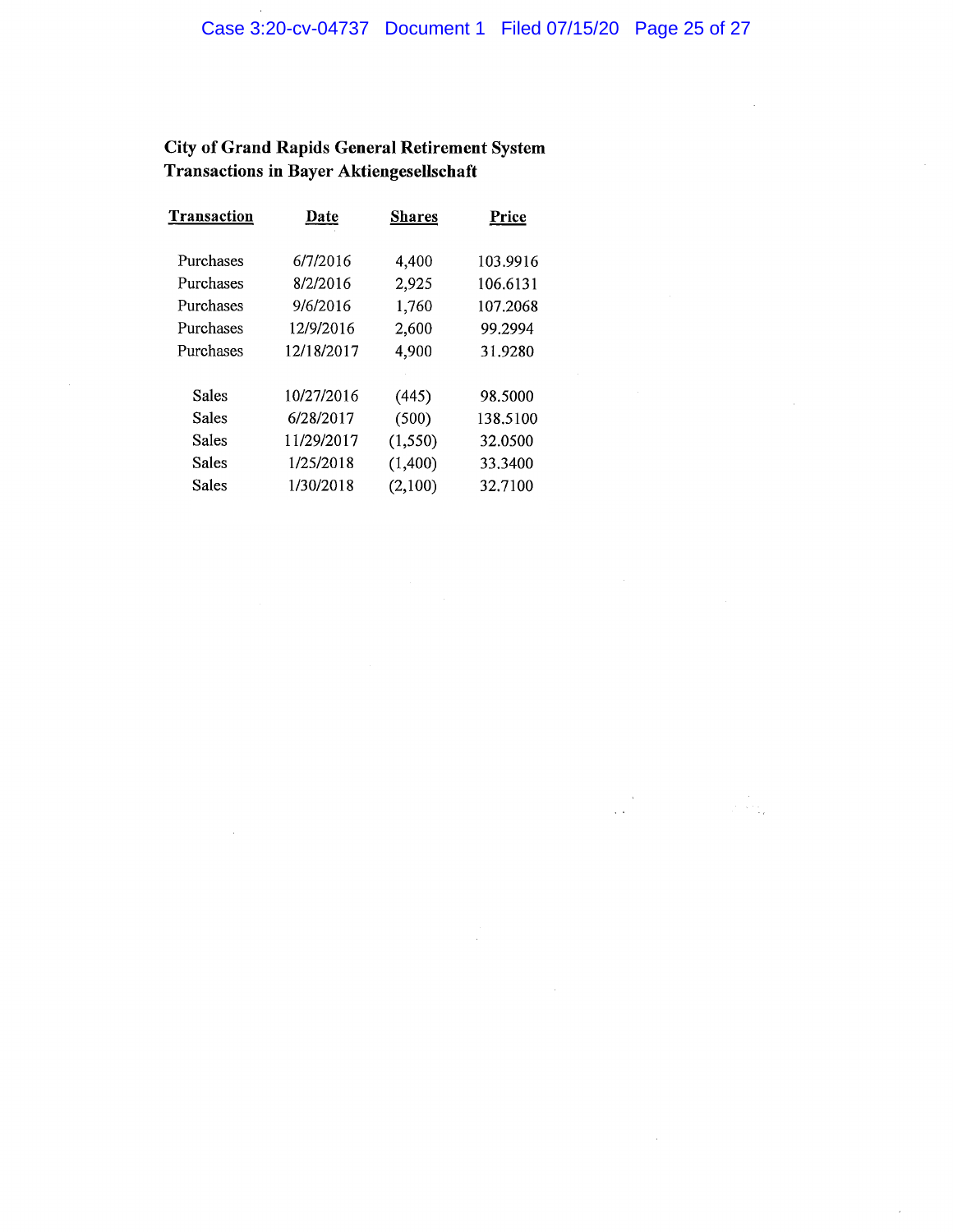**City of Grand Rapids General Retirement System**
**Transactions in Bayer Aktiengesellschaft**

| Transaction | Date | Shares | Price |
|---|---|---|---|
| Purchases | 6/7/2016 | 4,400 | 103.9916 |
| Purchases | 8/2/2016 | 2,925 | 106.6131 |
| Purchases | 9/6/2016 | 1,760 | 107.2068 |
| Purchases | 12/9/2016 | 2,600 | 99.2994 |
| Purchases | 12/18/2017 | 4,900 | 31.9280 |
| | | | |
| Sales | 10/27/2016 | (445) | 98.5000 |
| Sales | 6/28/2017 | (500) | 138.5100 |
| Sales | 11/29/2017 | (1,550) | 32.0500 |
| Sales | 1/25/2018 | (1,400) | 33.3400 |
| Sales | 1/30/2018 | (2,100) | 32.7100 |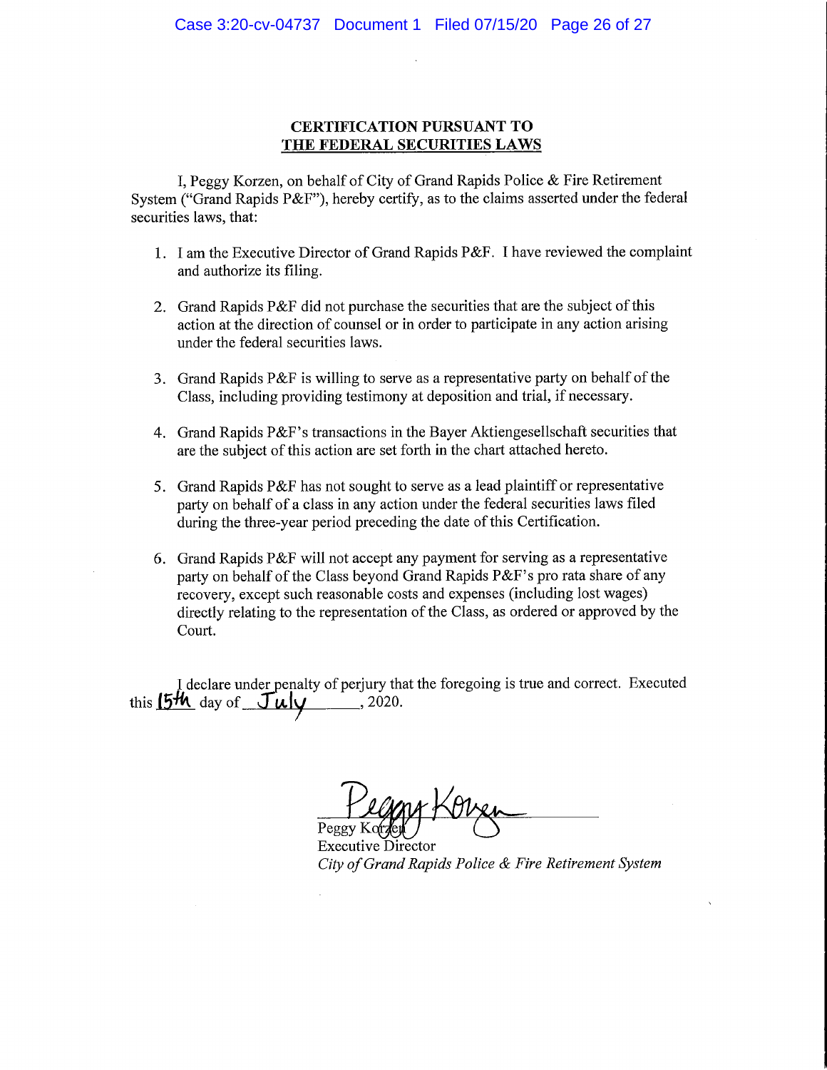**CERTIFICATION PURSUANT TO**
**THE FEDERAL SECURITIES LAWS**

I, Peggy Korzen, on behalf of City of Grand Rapids Police & Fire Retirement System ("Grand Rapids P&F"), hereby certify, as to the claims asserted under the federal securities laws, that:

1. I am the Executive Director of Grand Rapids P&F. I have reviewed the complaint and authorize its filing.
2. Grand Rapids P&F did not purchase the securities that are the subject of this action at the direction of counsel or in order to participate in any action arising under the federal securities laws.
3. Grand Rapids P&F is willing to serve as a representative party on behalf of the Class, including providing testimony at deposition and trial, if necessary.
4. Grand Rapids P&F's transactions in the Bayer Aktiengesellschaft securities that are the subject of this action are set forth in the chart attached hereto.
5. Grand Rapids P&F has not sought to serve as a lead plaintiff or representative party on behalf of a class in any action under the federal securities laws filed during the three-year period preceding the date of this Certification.
6. Grand Rapids P&F will not accept any payment for serving as a representative party on behalf of the Class beyond Grand Rapids P&F's pro rata share of any recovery, except such reasonable costs and expenses (including lost wages) directly relating to the representation of the Class, as ordered or approved by the Court.

I declare under penalty of perjury that the foregoing is true and correct. Executed this 15th day of July, 2020.

Peggy Korzen
Executive Director
*City of Grand Rapids Police & Fire Retirement System*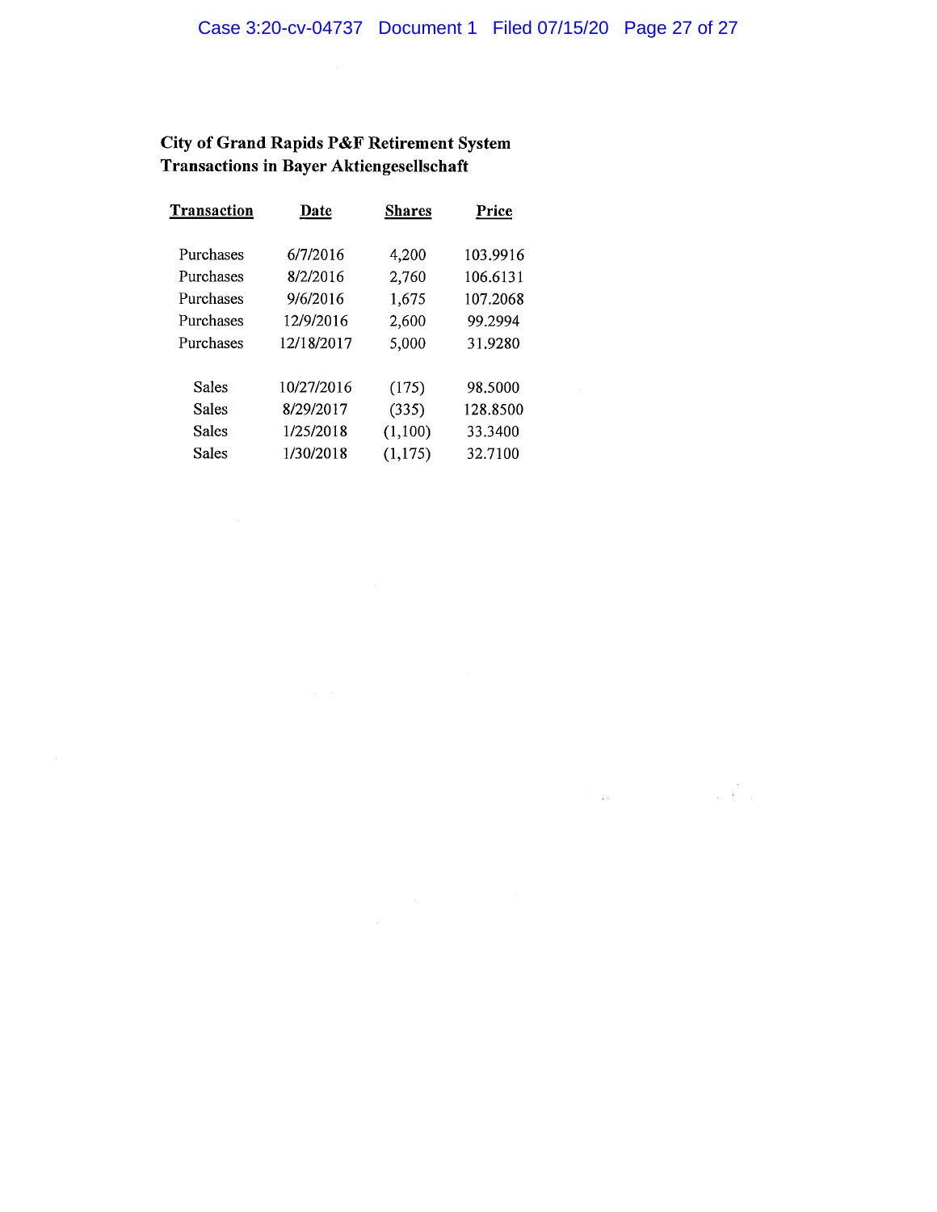**City of Grand Rapids P&F Retirement System**
**Transactions in Bayer Aktiengesellschaft**

| Transaction | Date | Shares | Price |
|---|---|---|---|
| Purchases | 6/7/2016 | 4,200 | 103.9916 |
| Purchases | 8/2/2016 | 2,760 | 106.6131 |
| Purchases | 9/6/2016 | 1,675 | 107.2068 |
| Purchases | 12/9/2016 | 2,600 | 99.2994 |
| Purchases | 12/18/2017 | 5,000 | 31.9280 |
| | | | |
| Sales | 10/27/2016 | (175) | 98.5000 |
| Sales | 8/29/2017 | (335) | 128.8500 |
| Sales | 1/25/2018 | (1,100) | 33.3400 |
| Sales | 1/30/2018 | (1,175) | 32.7100 |